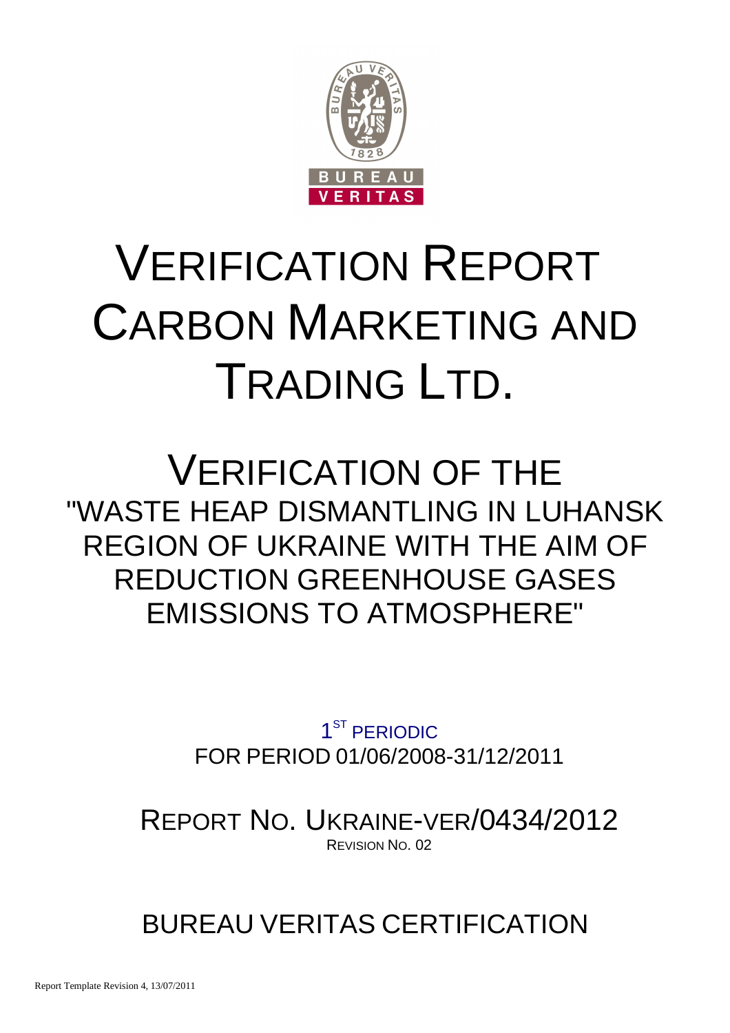# VERIFICATION REPORT CARBON MARKETING AND TRADING LTD.

## VERIFICATION OF THE "WASTE HEAP DISMANTLING IN LUHANSK REGION OF UKRAINE WITH THE AIM OF REDUCTION GREENHOUSE GASES EMISSIONS TO ATMOSPHERE"

1ST PERIODIC
FOR PERIOD 01/06/2008-31/12/2011

REPORT NO. UKRAINE-VER/0434/2012
REVISION NO. 02

BUREAU VERITAS CERTIFICATION

Report Template Revision 4, 13/07/2011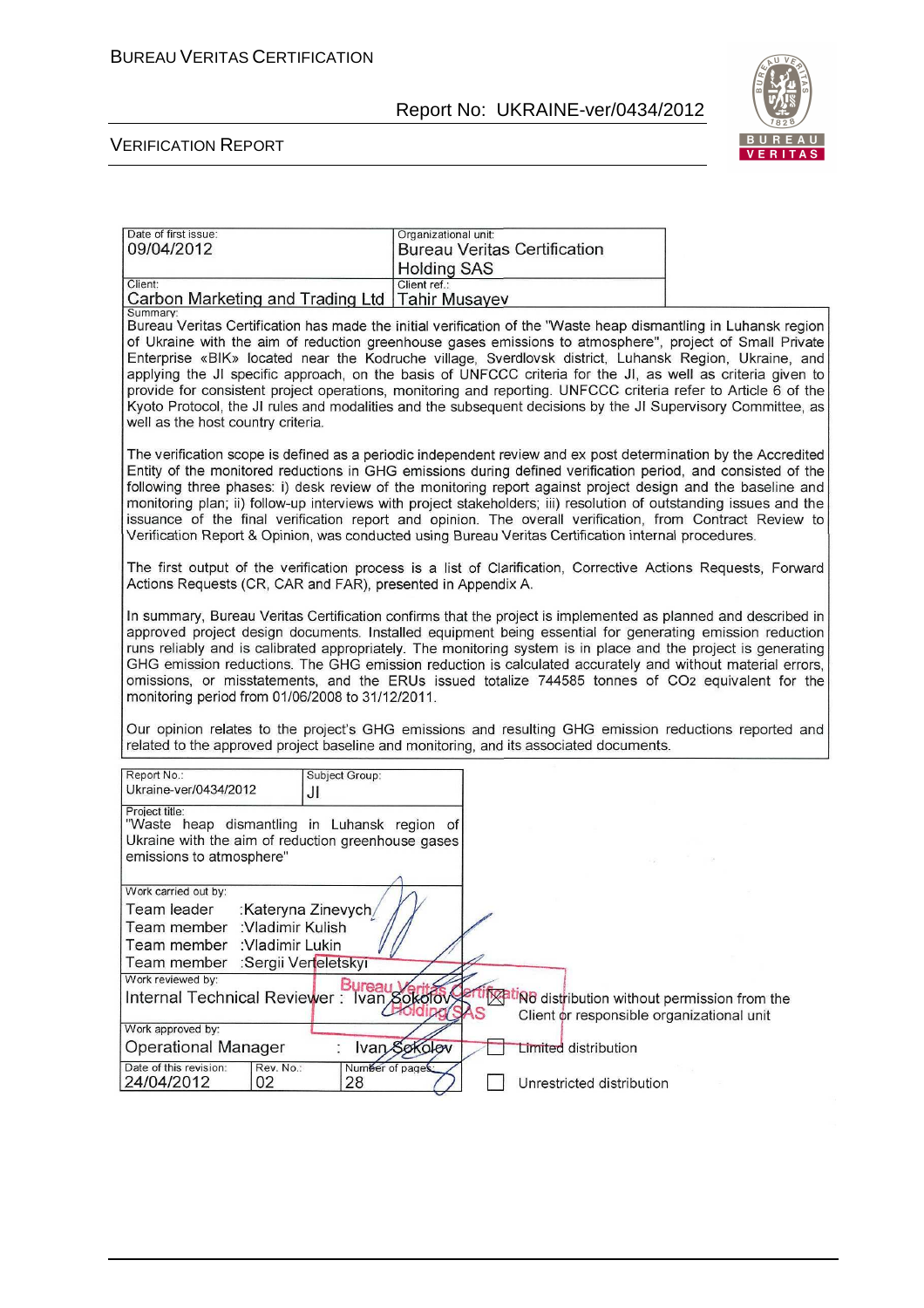| Date of first issue: 09/04/2012 | Organizational unit: Bureau Veritas Certification Holding SAS |
|---|---|
| Client: Carbon Marketing and Trading Ltd | Client ref.: Tahir Musayev |

Summary:
Bureau Veritas Certification has made the initial verification of the "Waste heap dismantling in Luhansk region of Ukraine with the aim of reduction greenhouse gases emissions to atmosphere", project of Small Private Enterprise «BIK» located near the Kodruche village, Sverdlovsk district, Luhansk Region, Ukraine, and applying the JI specific approach, on the basis of UNFCCC criteria for the JI, as well as criteria given to provide for consistent project operations, monitoring and reporting. UNFCCC criteria refer to Article 6 of the Kyoto Protocol, the JI rules and modalities and the subsequent decisions by the JI Supervisory Committee, as well as the host country criteria.

The verification scope is defined as a periodic independent review and ex post determination by the Accredited Entity of the monitored reductions in GHG emissions during defined verification period, and consisted of the following three phases: i) desk review of the monitoring report against project design and the baseline and monitoring plan; ii) follow-up interviews with project stakeholders; iii) resolution of outstanding issues and the issuance of the final verification report and opinion. The overall verification, from Contract Review to Verification Report & Opinion, was conducted using Bureau Veritas Certification internal procedures.

The first output of the verification process is a list of Clarification, Corrective Actions Requests, Forward Actions Requests (CR, CAR and FAR), presented in Appendix A.

In summary, Bureau Veritas Certification confirms that the project is implemented as planned and described in approved project design documents. Installed equipment being essential for generating emission reduction runs reliably and is calibrated appropriately. The monitoring system is in place and the project is generating GHG emission reductions. The GHG emission reduction is calculated accurately and without material errors, omissions, or misstatements, and the ERUs issued totalize 744585 tonnes of $CO_2$ equivalent for the monitoring period from 01/06/2008 to 31/12/2011.

Our opinion relates to the project's GHG emissions and resulting GHG emission reductions reported and related to the approved project baseline and monitoring, and its associated documents.

| Report No.: Ukraine-ver/0434/2012 | Subject Group: JI |
|---|---|

Project title:
"Waste heap dismantling in Luhansk region of Ukraine with the aim of reduction greenhouse gases emissions to atmosphere"

Work carried out by:
Team leader :Kateryna Zinevych
Team member :Vladimir Kulish
Team member :Vladimir Lukin
Team member :Sergii Verteletskyi

Work reviewed by:
Internal Technical Reviewer : Ivan Sokolov

Work approved by:
Operational Manager : Ivan Sokolov

| Date of this revision: | Rev. No.: | Number of pages: |
|---|---|---|
| 24/04/2012 | 02 | 28 |

☒ No distribution without permission from the Client or responsible organizational unit

☐ Limited distribution

☐ Unrestricted distribution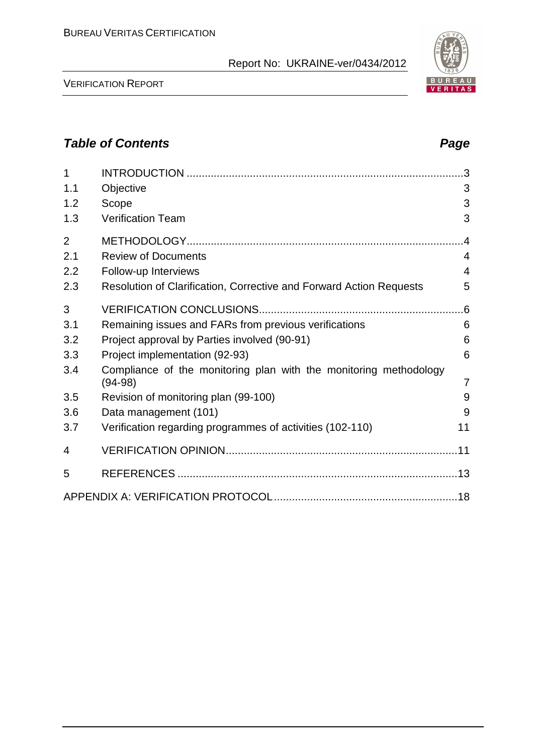## Table of Contents

**Page**

| | | |
|---|---|---|
| 1 | INTRODUCTION | 3 |
| 1.1 | Objective | 3 |
| 1.2 | Scope | 3 |
| 1.3 | Verification Team | 3 |
| 2 | METHODOLOGY | 4 |
| 2.1 | Review of Documents | 4 |
| 2.2 | Follow-up Interviews | 4 |
| 2.3 | Resolution of Clarification, Corrective and Forward Action Requests | 5 |
| 3 | VERIFICATION CONCLUSIONS | 6 |
| 3.1 | Remaining issues and FARs from previous verifications | 6 |
| 3.2 | Project approval by Parties involved (90-91) | 6 |
| 3.3 | Project implementation (92-93) | 6 |
| 3.4 | Compliance of the monitoring plan with the monitoring methodology (94-98) | 7 |
| 3.5 | Revision of monitoring plan (99-100) | 9 |
| 3.6 | Data management (101) | 9 |
| 3.7 | Verification regarding programmes of activities (102-110) | 11 |
| 4 | VERIFICATION OPINION | 11 |
| 5 | REFERENCES | 13 |
| | APPENDIX A: VERIFICATION PROTOCOL | 18 |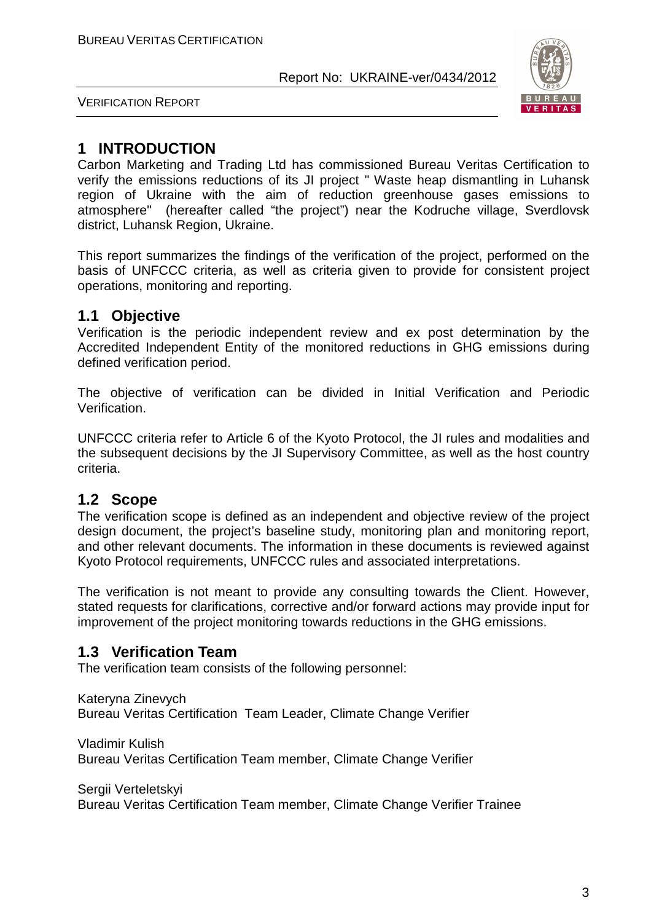# 1 INTRODUCTION

Carbon Marketing and Trading Ltd has commissioned Bureau Veritas Certification to verify the emissions reductions of its JI project " Waste heap dismantling in Luhansk region of Ukraine with the aim of reduction greenhouse gases emissions to atmosphere" (hereafter called "the project") near the Kodruche village, Sverdlovsk district, Luhansk Region, Ukraine.

This report summarizes the findings of the verification of the project, performed on the basis of UNFCCC criteria, as well as criteria given to provide for consistent project operations, monitoring and reporting.

## 1.1 Objective

Verification is the periodic independent review and ex post determination by the Accredited Independent Entity of the monitored reductions in GHG emissions during defined verification period.

The objective of verification can be divided in Initial Verification and Periodic Verification.

UNFCCC criteria refer to Article 6 of the Kyoto Protocol, the JI rules and modalities and the subsequent decisions by the JI Supervisory Committee, as well as the host country criteria.

## 1.2 Scope

The verification scope is defined as an independent and objective review of the project design document, the project's baseline study, monitoring plan and monitoring report, and other relevant documents. The information in these documents is reviewed against Kyoto Protocol requirements, UNFCCC rules and associated interpretations.

The verification is not meant to provide any consulting towards the Client. However, stated requests for clarifications, corrective and/or forward actions may provide input for improvement of the project monitoring towards reductions in the GHG emissions.

## 1.3 Verification Team

The verification team consists of the following personnel:

Kateryna Zinevych
Bureau Veritas Certification Team Leader, Climate Change Verifier

Vladimir Kulish
Bureau Veritas Certification Team member, Climate Change Verifier

Sergii Verteletskyi
Bureau Veritas Certification Team member, Climate Change Verifier Trainee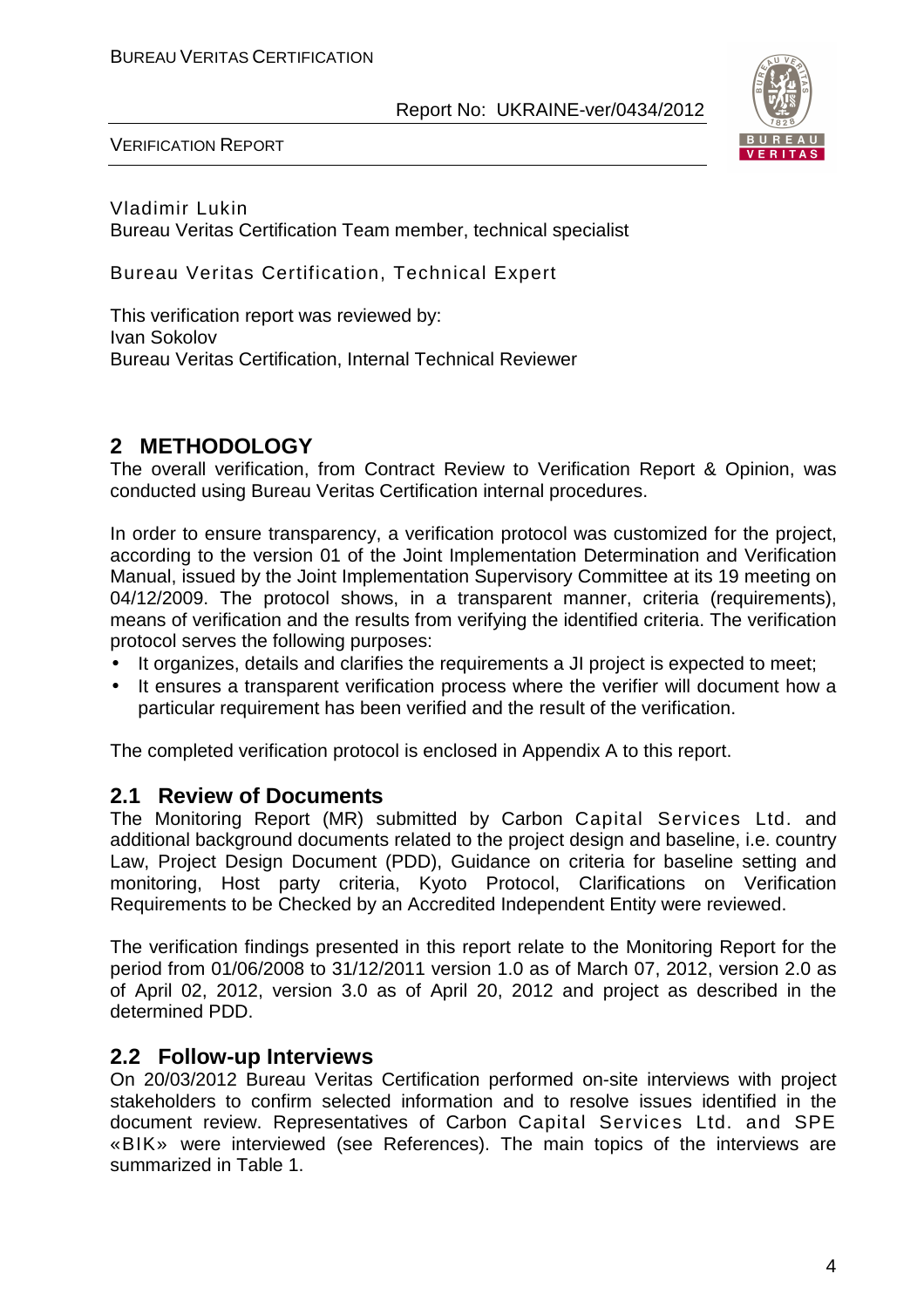Vladimir Lukin
Bureau Veritas Certification Team member, technical specialist

Bureau Veritas Certification, Technical Expert

This verification report was reviewed by:
Ivan Sokolov
Bureau Veritas Certification, Internal Technical Reviewer

## 2 METHODOLOGY

The overall verification, from Contract Review to Verification Report & Opinion, was conducted using Bureau Veritas Certification internal procedures.

In order to ensure transparency, a verification protocol was customized for the project, according to the version 01 of the Joint Implementation Determination and Verification Manual, issued by the Joint Implementation Supervisory Committee at its 19 meeting on 04/12/2009. The protocol shows, in a transparent manner, criteria (requirements), means of verification and the results from verifying the identified criteria. The verification protocol serves the following purposes:

- It organizes, details and clarifies the requirements a JI project is expected to meet;
- It ensures a transparent verification process where the verifier will document how a particular requirement has been verified and the result of the verification.

The completed verification protocol is enclosed in Appendix A to this report.

### 2.1 Review of Documents

The Monitoring Report (MR) submitted by Carbon Capital Services Ltd. and additional background documents related to the project design and baseline, i.e. country Law, Project Design Document (PDD), Guidance on criteria for baseline setting and monitoring, Host party criteria, Kyoto Protocol, Clarifications on Verification Requirements to be Checked by an Accredited Independent Entity were reviewed.

The verification findings presented in this report relate to the Monitoring Report for the period from 01/06/2008 to 31/12/2011 version 1.0 as of March 07, 2012, version 2.0 as of April 02, 2012, version 3.0 as of April 20, 2012 and project as described in the determined PDD.

### 2.2 Follow-up Interviews

On 20/03/2012 Bureau Veritas Certification performed on-site interviews with project stakeholders to confirm selected information and to resolve issues identified in the document review. Representatives of Carbon Capital Services Ltd. and SPE «BIK» were interviewed (see References). The main topics of the interviews are summarized in Table 1.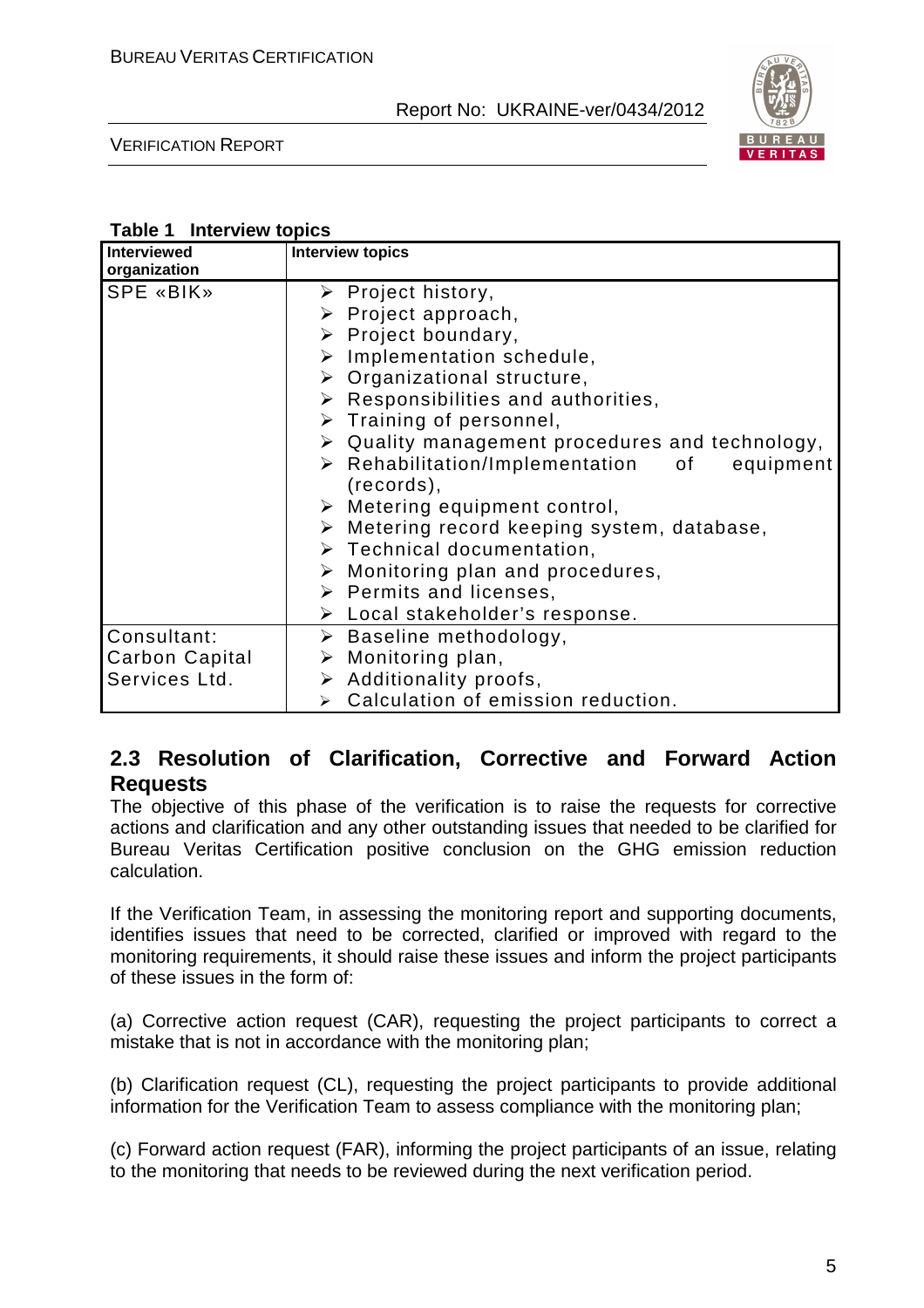**Table 1 Interview topics**

| Interviewed organization | Interview topics |
|---|---|
| SPE «BIK» | ➢ Project history,<br>➢ Project approach,<br>➢ Project boundary,<br>➢ Implementation schedule,<br>➢ Organizational structure,<br>➢ Responsibilities and authorities,<br>➢ Training of personnel,<br>➢ Quality management procedures and technology,<br>➢ Rehabilitation/Implementation of equipment (records),<br>➢ Metering equipment control,<br>➢ Metering record keeping system, database,<br>➢ Technical documentation,<br>➢ Monitoring plan and procedures,<br>➢ Permits and licenses,<br>➢ Local stakeholder's response. |
| Consultant: Carbon Capital Services Ltd. | ➢ Baseline methodology,<br>➢ Monitoring plan,<br>➢ Additionality proofs,<br>➢ Calculation of emission reduction. |

## 2.3 Resolution of Clarification, Corrective and Forward Action Requests

The objective of this phase of the verification is to raise the requests for corrective actions and clarification and any other outstanding issues that needed to be clarified for Bureau Veritas Certification positive conclusion on the GHG emission reduction calculation.

If the Verification Team, in assessing the monitoring report and supporting documents, identifies issues that need to be corrected, clarified or improved with regard to the monitoring requirements, it should raise these issues and inform the project participants of these issues in the form of:

(a) Corrective action request (CAR), requesting the project participants to correct a mistake that is not in accordance with the monitoring plan;

(b) Clarification request (CL), requesting the project participants to provide additional information for the Verification Team to assess compliance with the monitoring plan;

(c) Forward action request (FAR), informing the project participants of an issue, relating to the monitoring that needs to be reviewed during the next verification period.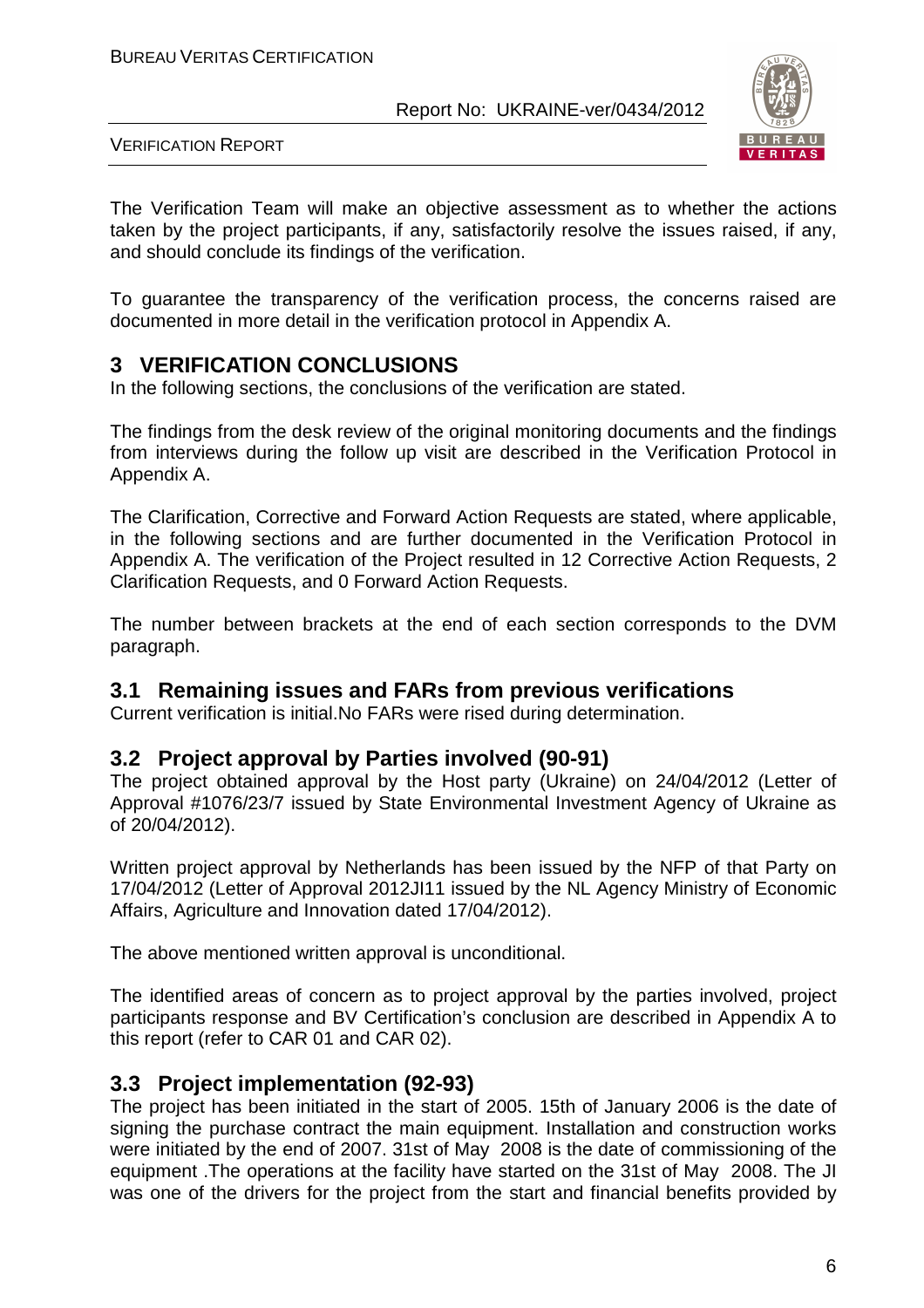The Verification Team will make an objective assessment as to whether the actions taken by the project participants, if any, satisfactorily resolve the issues raised, if any, and should conclude its findings of the verification.

To guarantee the transparency of the verification process, the concerns raised are documented in more detail in the verification protocol in Appendix A.

# 3 VERIFICATION CONCLUSIONS

In the following sections, the conclusions of the verification are stated.

The findings from the desk review of the original monitoring documents and the findings from interviews during the follow up visit are described in the Verification Protocol in Appendix A.

The Clarification, Corrective and Forward Action Requests are stated, where applicable, in the following sections and are further documented in the Verification Protocol in Appendix A. The verification of the Project resulted in 12 Corrective Action Requests, 2 Clarification Requests, and 0 Forward Action Requests.

The number between brackets at the end of each section corresponds to the DVM paragraph.

## 3.1 Remaining issues and FARs from previous verifications

Current verification is initial.No FARs were rised during determination.

## 3.2 Project approval by Parties involved (90-91)

The project obtained approval by the Host party (Ukraine) on 24/04/2012 (Letter of Approval #1076/23/7 issued by State Environmental Investment Agency of Ukraine as of 20/04/2012).

Written project approval by Netherlands has been issued by the NFP of that Party on 17/04/2012 (Letter of Approval 2012JI11 issued by the NL Agency Ministry of Economic Affairs, Agriculture and Innovation dated 17/04/2012).

The above mentioned written approval is unconditional.

The identified areas of concern as to project approval by the parties involved, project participants response and BV Certification's conclusion are described in Appendix A to this report (refer to CAR 01 and CAR 02).

## 3.3 Project implementation (92-93)

The project has been initiated in the start of 2005. 15th of January 2006 is the date of signing the purchase contract the main equipment. Installation and construction works were initiated by the end of 2007. 31st of May 2008 is the date of commissioning of the equipment .The operations at the facility have started on the 31st of May 2008. The JI was one of the drivers for the project from the start and financial benefits provided by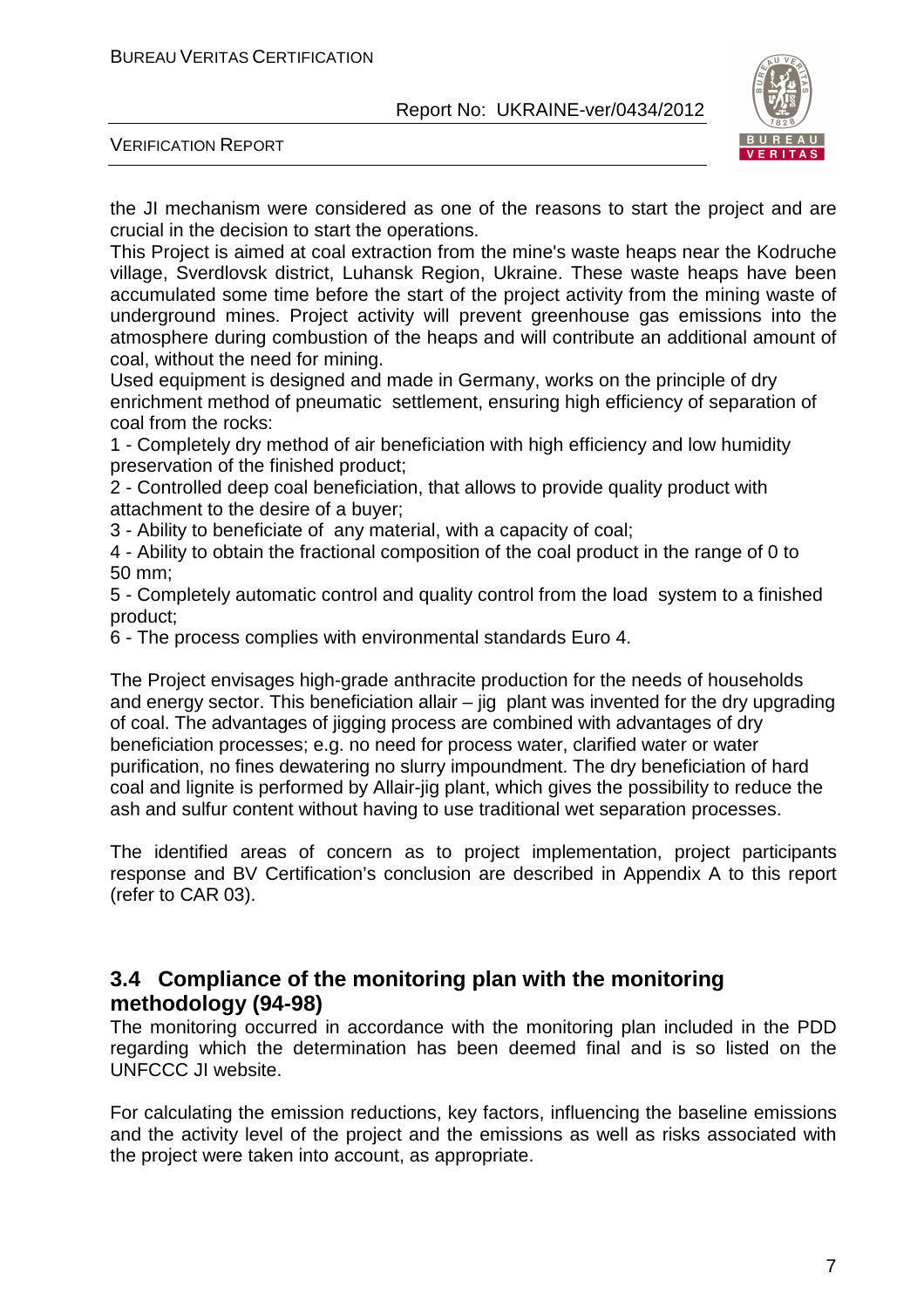the JI mechanism were considered as one of the reasons to start the project and are crucial in the decision to start the operations.

This Project is aimed at coal extraction from the mine's waste heaps near the Kodruche village, Sverdlovsk district, Luhansk Region, Ukraine. These waste heaps have been accumulated some time before the start of the project activity from the mining waste of underground mines. Project activity will prevent greenhouse gas emissions into the atmosphere during combustion of the heaps and will contribute an additional amount of coal, without the need for mining.

Used equipment is designed and made in Germany, works on the principle of dry enrichment method of pneumatic settlement, ensuring high efficiency of separation of coal from the rocks:

1 - Completely dry method of air beneficiation with high efficiency and low humidity preservation of the finished product;

2 - Controlled deep coal beneficiation, that allows to provide quality product with attachment to the desire of a buyer;

3 - Ability to beneficiate of any material, with a capacity of coal;

4 - Ability to obtain the fractional composition of the coal product in the range of 0 to 50 mm;

5 - Completely automatic control and quality control from the load system to a finished product;

6 - The process complies with environmental standards Euro 4.

The Project envisages high-grade anthracite production for the needs of households and energy sector. This beneficiation allair – jig plant was invented for the dry upgrading of coal. The advantages of jigging process are combined with advantages of dry beneficiation processes; e.g. no need for process water, clarified water or water purification, no fines dewatering no slurry impoundment. The dry beneficiation of hard coal and lignite is performed by Allair-jig plant, which gives the possibility to reduce the ash and sulfur content without having to use traditional wet separation processes.

The identified areas of concern as to project implementation, project participants response and BV Certification's conclusion are described in Appendix A to this report (refer to CAR 03).

## 3.4 Compliance of the monitoring plan with the monitoring methodology (94-98)

The monitoring occurred in accordance with the monitoring plan included in the PDD regarding which the determination has been deemed final and is so listed on the UNFCCC JI website.

For calculating the emission reductions, key factors, influencing the baseline emissions and the activity level of the project and the emissions as well as risks associated with the project were taken into account, as appropriate.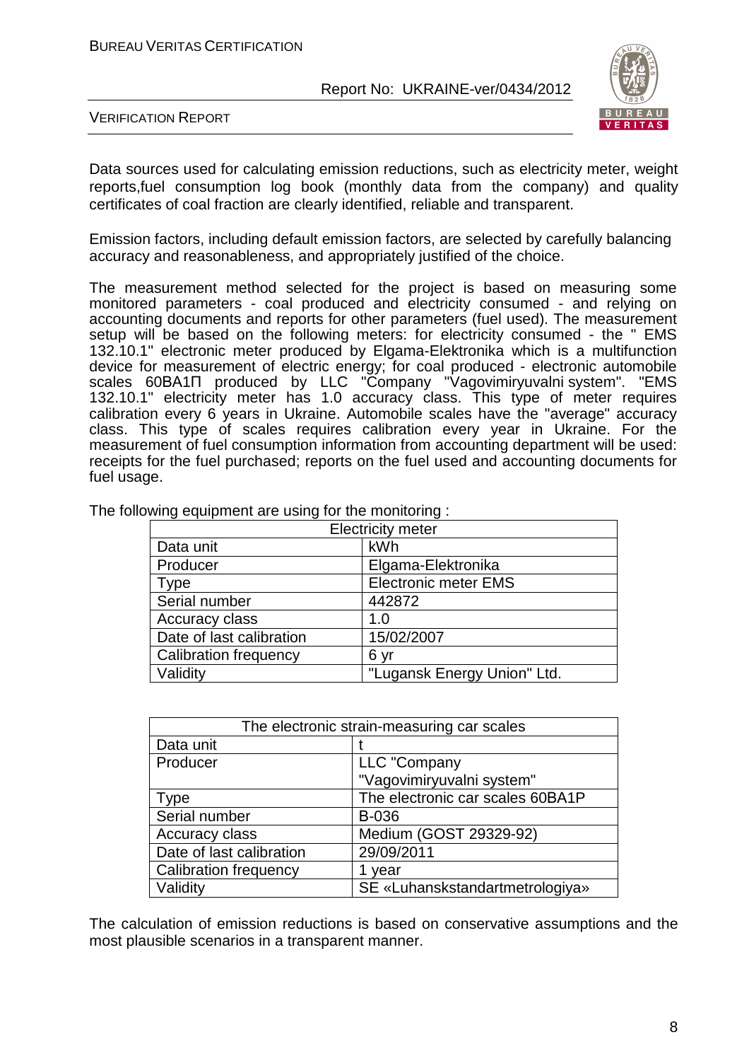Data sources used for calculating emission reductions, such as electricity meter, weight reports,fuel consumption log book (monthly data from the company) and quality certificates of coal fraction are clearly identified, reliable and transparent.

Emission factors, including default emission factors, are selected by carefully balancing accuracy and reasonableness, and appropriately justified of the choice.

The measurement method selected for the project is based on measuring some monitored parameters - coal produced and electricity consumed - and relying on accounting documents and reports for other parameters (fuel used). The measurement setup will be based on the following meters: for electricity consumed - the " EMS 132.10.1" electronic meter produced by Elgama-Elektronika which is a multifunction device for measurement of electric energy; for coal produced - electronic automobile scales 60ВА1П produced by LLC "Company "Vagovimiryuvalni system". "EMS 132.10.1" electricity meter has 1.0 accuracy class. This type of meter requires calibration every 6 years in Ukraine. Automobile scales have the "average" accuracy class. This type of scales requires calibration every year in Ukraine. For the measurement of fuel consumption information from accounting department will be used: receipts for the fuel purchased; reports on the fuel used and accounting documents for fuel usage.

The following equipment are using for the monitoring :

| Electricity meter | |
|---|---|
| Data unit | kWh |
| Producer | Elgama-Elektronika |
| Type | Electronic meter EMS |
| Serial number | 442872 |
| Accuracy class | 1.0 |
| Date of last calibration | 15/02/2007 |
| Calibration frequency | 6 yr |
| Validity | "Lugansk Energy Union" Ltd. |

| The electronic strain-measuring car scales | |
|---|---|
| Data unit | t |
| Producer | LLC "Company "Vagovimiryuvalni system" |
| Type | The electronic car scales 60BA1P |
| Serial number | B-036 |
| Accuracy class | Medium (GOST 29329-92) |
| Date of last calibration | 29/09/2011 |
| Calibration frequency | 1 year |
| Validity | SE «Luhanskstandartmetrologiya» |

The calculation of emission reductions is based on conservative assumptions and the most plausible scenarios in a transparent manner.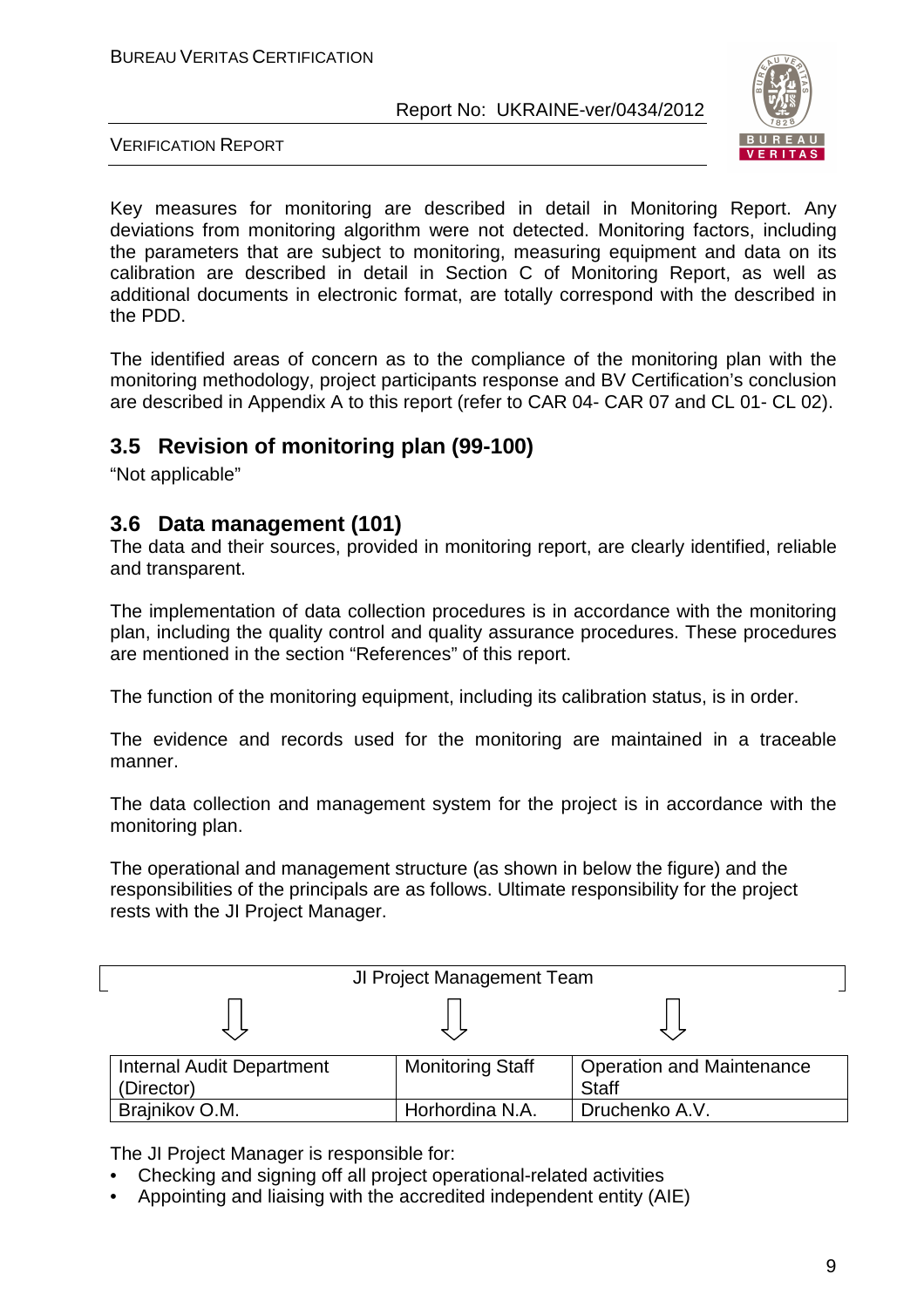Key measures for monitoring are described in detail in Monitoring Report. Any deviations from monitoring algorithm were not detected. Monitoring factors, including the parameters that are subject to monitoring, measuring equipment and data on its calibration are described in detail in Section C of Monitoring Report, as well as additional documents in electronic format, are totally correspond with the described in the PDD.

The identified areas of concern as to the compliance of the monitoring plan with the monitoring methodology, project participants response and BV Certification's conclusion are described in Appendix A to this report (refer to CAR 04- CAR 07 and CL 01- CL 02).

## 3.5 Revision of monitoring plan (99-100)

"Not applicable"

## 3.6 Data management (101)

The data and their sources, provided in monitoring report, are clearly identified, reliable and transparent.

The implementation of data collection procedures is in accordance with the monitoring plan, including the quality control and quality assurance procedures. These procedures are mentioned in the section "References" of this report.

The function of the monitoring equipment, including its calibration status, is in order.

The evidence and records used for the monitoring are maintained in a traceable manner.

The data collection and management system for the project is in accordance with the monitoring plan.

The operational and management structure (as shown in below the figure) and the responsibilities of the principals are as follows. Ultimate responsibility for the project rests with the JI Project Manager.

| JI Project Management Team | | |
|---|---|---|
| ⇩ | ⇩ | ⇩ |
| Internal Audit Department (Director) | Monitoring Staff | Operation and Maintenance Staff |
| Brajnikov O.M. | Horhordina N.A. | Druchenko A.V. |

The JI Project Manager is responsible for:

- Checking and signing off all project operational-related activities
- Appointing and liaising with the accredited independent entity (AIE)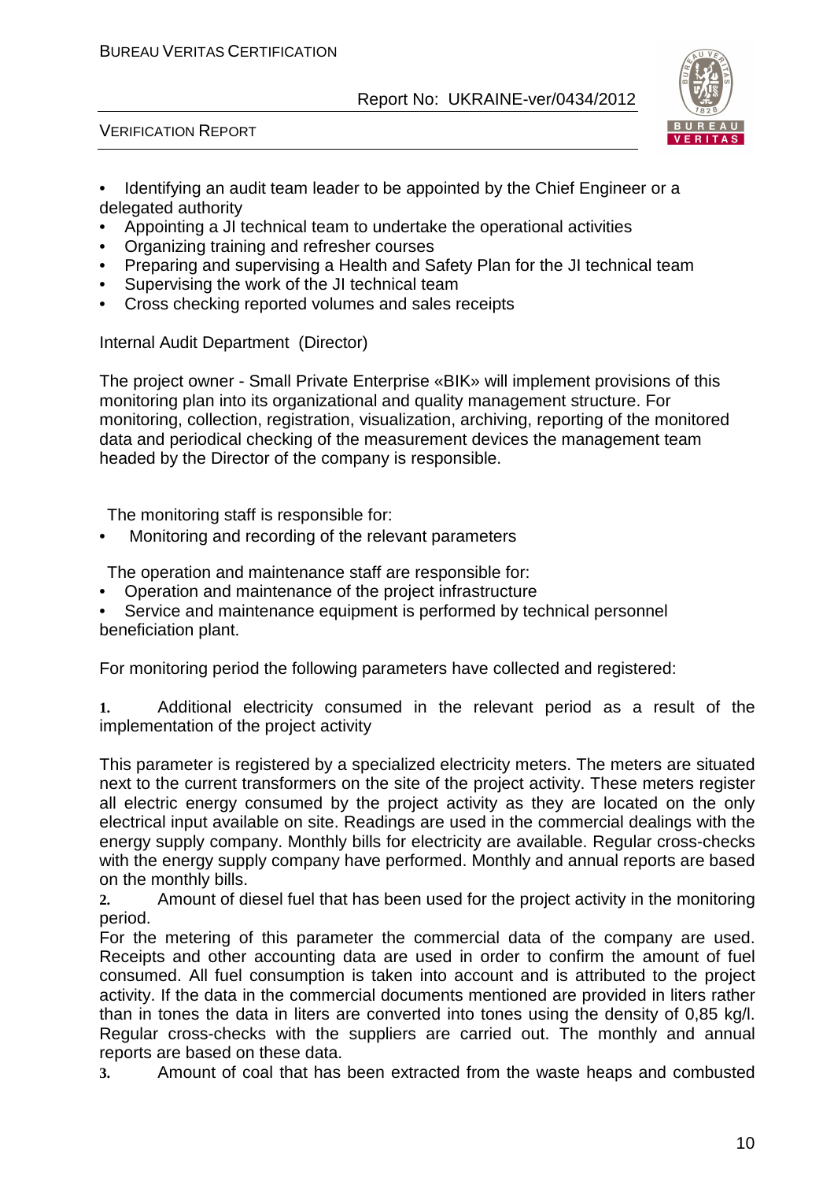- Identifying an audit team leader to be appointed by the Chief Engineer or a delegated authority
- Appointing a JI technical team to undertake the operational activities
- Organizing training and refresher courses
- Preparing and supervising a Health and Safety Plan for the JI technical team
- Supervising the work of the JI technical team
- Cross checking reported volumes and sales receipts

Internal Audit Department (Director)

The project owner - Small Private Enterprise «BIK» will implement provisions of this monitoring plan into its organizational and quality management structure. For monitoring, collection, registration, visualization, archiving, reporting of the monitored data and periodical checking of the measurement devices the management team headed by the Director of the company is responsible.

The monitoring staff is responsible for:

- Monitoring and recording of the relevant parameters

The operation and maintenance staff are responsible for:

- Operation and maintenance of the project infrastructure
- Service and maintenance equipment is performed by technical personnel beneficiation plant.

For monitoring period the following parameters have collected and registered:

**1.** Additional electricity consumed in the relevant period as a result of the implementation of the project activity

This parameter is registered by a specialized electricity meters. The meters are situated next to the current transformers on the site of the project activity. These meters register all electric energy consumed by the project activity as they are located on the only electrical input available on site. Readings are used in the commercial dealings with the energy supply company. Monthly bills for electricity are available. Regular cross-checks with the energy supply company have performed. Monthly and annual reports are based on the monthly bills.

**2.** Amount of diesel fuel that has been used for the project activity in the monitoring period.

For the metering of this parameter the commercial data of the company are used. Receipts and other accounting data are used in order to confirm the amount of fuel consumed. All fuel consumption is taken into account and is attributed to the project activity. If the data in the commercial documents mentioned are provided in liters rather than in tones the data in liters are converted into tones using the density of 0,85 kg/l. Regular cross-checks with the suppliers are carried out. The monthly and annual reports are based on these data.

**3.** Amount of coal that has been extracted from the waste heaps and combusted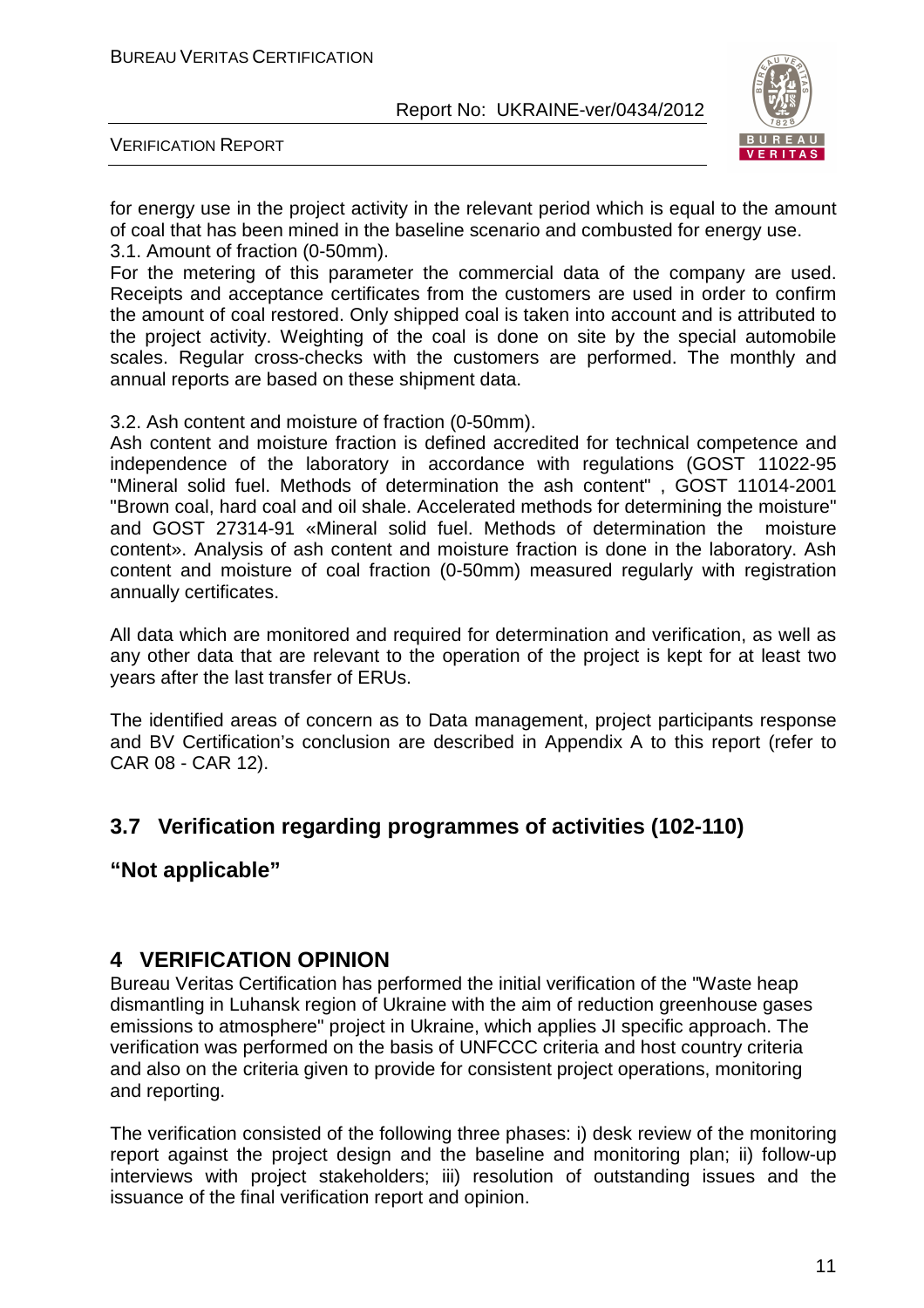for energy use in the project activity in the relevant period which is equal to the amount of coal that has been mined in the baseline scenario and combusted for energy use.
3.1. Amount of fraction (0-50mm).
For the metering of this parameter the commercial data of the company are used. Receipts and acceptance certificates from the customers are used in order to confirm the amount of coal restored. Only shipped coal is taken into account and is attributed to the project activity. Weighting of the coal is done on site by the special automobile scales. Regular cross-checks with the customers are performed. The monthly and annual reports are based on these shipment data.

3.2. Ash content and moisture of fraction (0-50mm).
Ash content and moisture fraction is defined accredited for technical competence and independence of the laboratory in accordance with regulations (GOST 11022-95 "Mineral solid fuel. Methods of determination the ash content" , GOST 11014-2001 "Brown coal, hard coal and oil shale. Accelerated methods for determining the moisture" and GOST 27314-91 «Mineral solid fuel. Methods of determination the moisture content». Analysis of ash content and moisture fraction is done in the laboratory. Ash content and moisture of coal fraction (0-50mm) measured regularly with registration annually certificates.

All data which are monitored and required for determination and verification, as well as any other data that are relevant to the operation of the project is kept for at least two years after the last transfer of ERUs.

The identified areas of concern as to Data management, project participants response and BV Certification's conclusion are described in Appendix A to this report (refer to CAR 08 - CAR 12).

## 3.7 Verification regarding programmes of activities (102-110)

**"Not applicable"**

# 4 VERIFICATION OPINION

Bureau Veritas Certification has performed the initial verification of the "Waste heap dismantling in Luhansk region of Ukraine with the aim of reduction greenhouse gases emissions to atmosphere" project in Ukraine, which applies JI specific approach. The verification was performed on the basis of UNFCCC criteria and host country criteria and also on the criteria given to provide for consistent project operations, monitoring and reporting.

The verification consisted of the following three phases: i) desk review of the monitoring report against the project design and the baseline and monitoring plan; ii) follow-up interviews with project stakeholders; iii) resolution of outstanding issues and the issuance of the final verification report and opinion.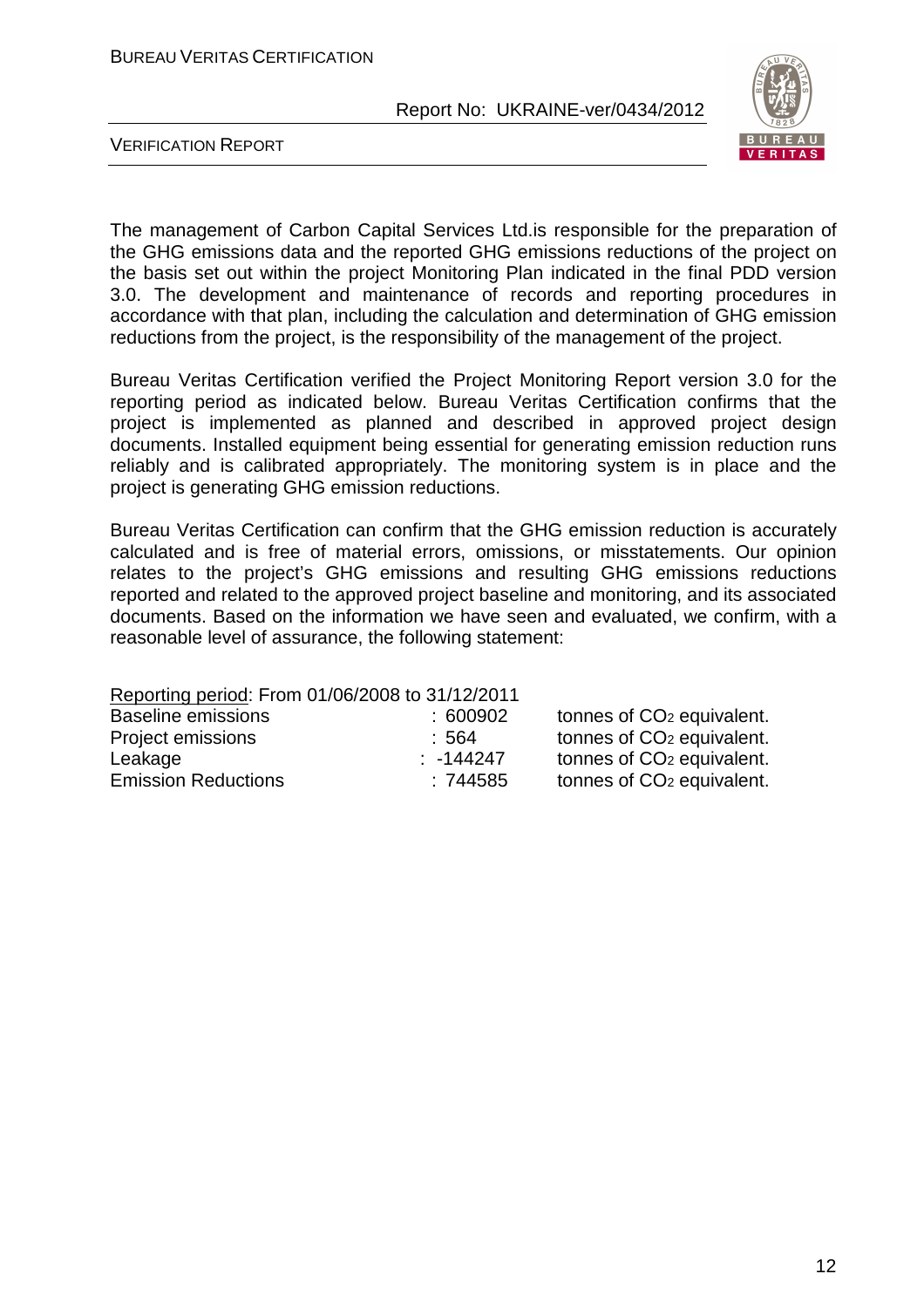The management of Carbon Capital Services Ltd.is responsible for the preparation of the GHG emissions data and the reported GHG emissions reductions of the project on the basis set out within the project Monitoring Plan indicated in the final PDD version 3.0. The development and maintenance of records and reporting procedures in accordance with that plan, including the calculation and determination of GHG emission reductions from the project, is the responsibility of the management of the project.

Bureau Veritas Certification verified the Project Monitoring Report version 3.0 for the reporting period as indicated below. Bureau Veritas Certification confirms that the project is implemented as planned and described in approved project design documents. Installed equipment being essential for generating emission reduction runs reliably and is calibrated appropriately. The monitoring system is in place and the project is generating GHG emission reductions.

Bureau Veritas Certification can confirm that the GHG emission reduction is accurately calculated and is free of material errors, omissions, or misstatements. Our opinion relates to the project's GHG emissions and resulting GHG emissions reductions reported and related to the approved project baseline and monitoring, and its associated documents. Based on the information we have seen and evaluated, we confirm, with a reasonable level of assurance, the following statement:

Reporting period: From 01/06/2008 to 31/12/2011

| | | |
|---|---|---|
| Baseline emissions | : 600902 | tonnes of $CO_2$ equivalent. |
| Project emissions | : 564 | tonnes of $CO_2$ equivalent. |
| Leakage | : -144247 | tonnes of $CO_2$ equivalent. |
| Emission Reductions | : 744585 | tonnes of $CO_2$ equivalent. |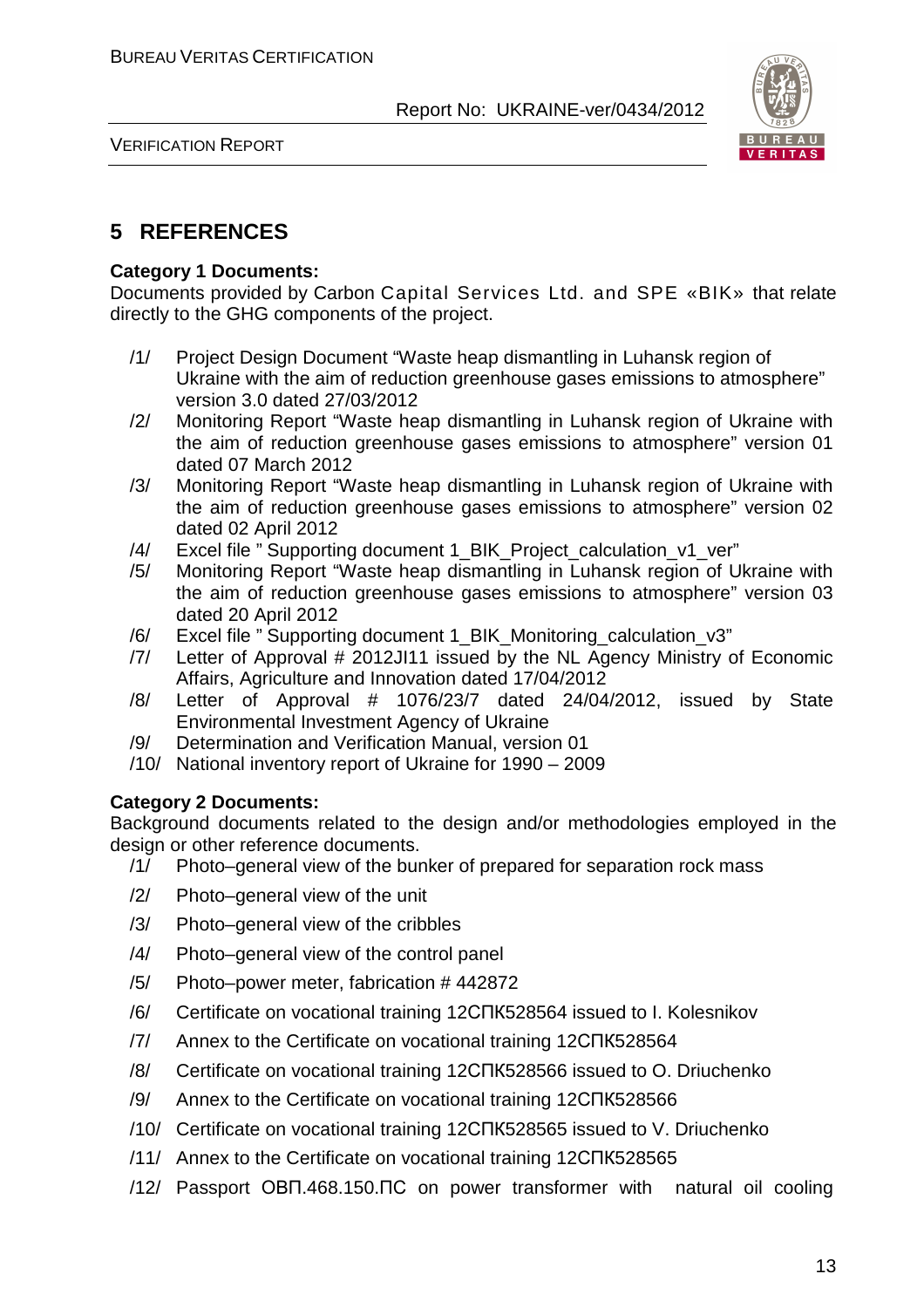# 5 REFERENCES

**Category 1 Documents:**
Documents provided by Carbon Capital Services Ltd. and SPE «BIK» that relate directly to the GHG components of the project.

/1/ Project Design Document "Waste heap dismantling in Luhansk region of Ukraine with the aim of reduction greenhouse gases emissions to atmosphere" version 3.0 dated 27/03/2012

/2/ Monitoring Report "Waste heap dismantling in Luhansk region of Ukraine with the aim of reduction greenhouse gases emissions to atmosphere" version 01 dated 07 March 2012

/3/ Monitoring Report "Waste heap dismantling in Luhansk region of Ukraine with the aim of reduction greenhouse gases emissions to atmosphere" version 02 dated 02 April 2012

/4/ Excel file " Supporting document 1_BIK_Project_calculation_v1_ver"

/5/ Monitoring Report "Waste heap dismantling in Luhansk region of Ukraine with the aim of reduction greenhouse gases emissions to atmosphere" version 03 dated 20 April 2012

/6/ Excel file " Supporting document 1_BIK_Monitoring_calculation_v3"

/7/ Letter of Approval # 2012JI11 issued by the NL Agency Ministry of Economic Affairs, Agriculture and Innovation dated 17/04/2012

/8/ Letter of Approval # 1076/23/7 dated 24/04/2012, issued by State Environmental Investment Agency of Ukraine

/9/ Determination and Verification Manual, version 01

/10/ National inventory report of Ukraine for 1990 – 2009

**Category 2 Documents:**
Background documents related to the design and/or methodologies employed in the design or other reference documents.

/1/ Photo–general view of the bunker of prepared for separation rock mass

/2/ Photo–general view of the unit

/3/ Photo–general view of the cribbles

/4/ Photo–general view of the control panel

/5/ Photo–power meter, fabrication # 442872

/6/ Certificate on vocational training 12СПК528564 issued to I. Kolesnikov

/7/ Annex to the Certificate on vocational training 12СПК528564

/8/ Certificate on vocational training 12СПК528566 issued to O. Driuchenko

/9/ Annex to the Certificate on vocational training 12СПК528566

/10/ Certificate on vocational training 12СПК528565 issued to V. Driuchenko

/11/ Annex to the Certificate on vocational training 12СПК528565

/12/ Passport ОВП.468.150.ПС on power transformer with natural oil cooling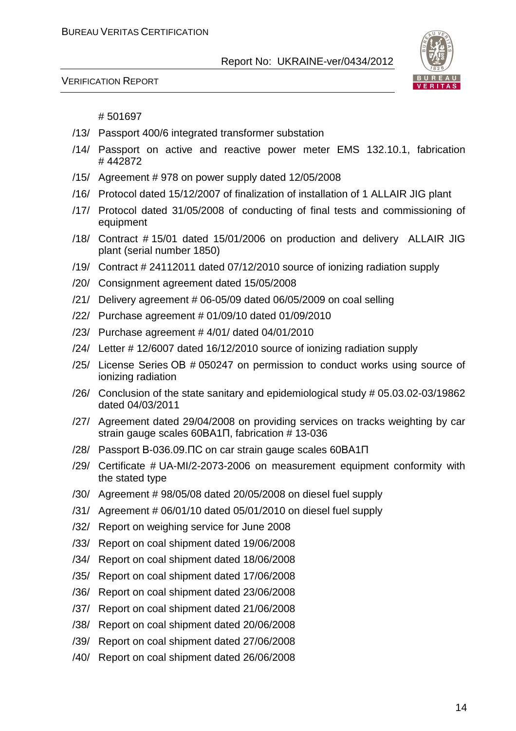# 501697

/13/ Passport 400/6 integrated transformer substation

/14/ Passport on active and reactive power meter EMS 132.10.1, fabrication # 442872

/15/ Agreement # 978 on power supply dated 12/05/2008

/16/ Protocol dated 15/12/2007 of finalization of installation of 1 ALLAIR JIG plant

/17/ Protocol dated 31/05/2008 of conducting of final tests and commissioning of equipment

/18/ Contract # 15/01 dated 15/01/2006 on production and delivery ALLAIR JIG plant (serial number 1850)

/19/ Contract # 24112011 dated 07/12/2010 source of ionizing radiation supply

/20/ Consignment agreement dated 15/05/2008

/21/ Delivery agreement # 06-05/09 dated 06/05/2009 on coal selling

/22/ Purchase agreement # 01/09/10 dated 01/09/2010

/23/ Purchase agreement # 4/01/ dated 04/01/2010

/24/ Letter # 12/6007 dated 16/12/2010 source of ionizing radiation supply

/25/ License Series OB # 050247 on permission to conduct works using source of ionizing radiation

/26/ Conclusion of the state sanitary and epidemiological study # 05.03.02-03/19862 dated 04/03/2011

/27/ Agreement dated 29/04/2008 on providing services on tracks weighting by car strain gauge scales 60ВА1П, fabrication # 13-036

/28/ Passport В-036.09.ПС on car strain gauge scales 60ВА1П

/29/ Certificate # UA-MI/2-2073-2006 on measurement equipment conformity with the stated type

/30/ Agreement # 98/05/08 dated 20/05/2008 on diesel fuel supply

/31/ Agreement # 06/01/10 dated 05/01/2010 on diesel fuel supply

/32/ Report on weighing service for June 2008

/33/ Report on coal shipment dated 19/06/2008

/34/ Report on coal shipment dated 18/06/2008

/35/ Report on coal shipment dated 17/06/2008

/36/ Report on coal shipment dated 23/06/2008

/37/ Report on coal shipment dated 21/06/2008

/38/ Report on coal shipment dated 20/06/2008

/39/ Report on coal shipment dated 27/06/2008

/40/ Report on coal shipment dated 26/06/2008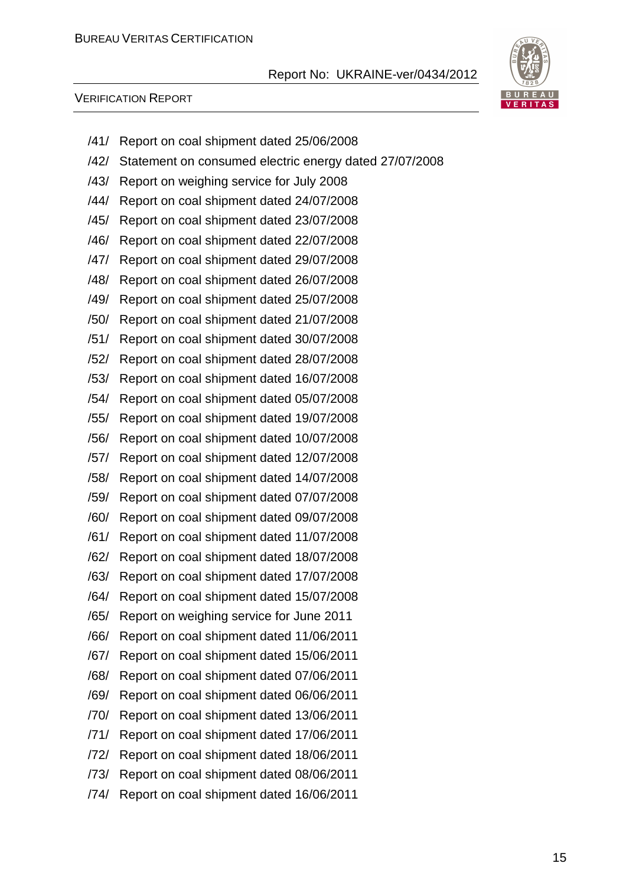/41/ Report on coal shipment dated 25/06/2008

/42/ Statement on consumed electric energy dated 27/07/2008

/43/ Report on weighing service for July 2008

/44/ Report on coal shipment dated 24/07/2008

/45/ Report on coal shipment dated 23/07/2008

/46/ Report on coal shipment dated 22/07/2008

/47/ Report on coal shipment dated 29/07/2008

/48/ Report on coal shipment dated 26/07/2008

/49/ Report on coal shipment dated 25/07/2008

/50/ Report on coal shipment dated 21/07/2008

/51/ Report on coal shipment dated 30/07/2008

/52/ Report on coal shipment dated 28/07/2008

/53/ Report on coal shipment dated 16/07/2008

/54/ Report on coal shipment dated 05/07/2008

/55/ Report on coal shipment dated 19/07/2008

/56/ Report on coal shipment dated 10/07/2008

/57/ Report on coal shipment dated 12/07/2008

/58/ Report on coal shipment dated 14/07/2008

/59/ Report on coal shipment dated 07/07/2008

/60/ Report on coal shipment dated 09/07/2008

/61/ Report on coal shipment dated 11/07/2008

/62/ Report on coal shipment dated 18/07/2008

/63/ Report on coal shipment dated 17/07/2008

/64/ Report on coal shipment dated 15/07/2008

/65/ Report on weighing service for June 2011

/66/ Report on coal shipment dated 11/06/2011

/67/ Report on coal shipment dated 15/06/2011

/68/ Report on coal shipment dated 07/06/2011

/69/ Report on coal shipment dated 06/06/2011

/70/ Report on coal shipment dated 13/06/2011

/71/ Report on coal shipment dated 17/06/2011

/72/ Report on coal shipment dated 18/06/2011

/73/ Report on coal shipment dated 08/06/2011

/74/ Report on coal shipment dated 16/06/2011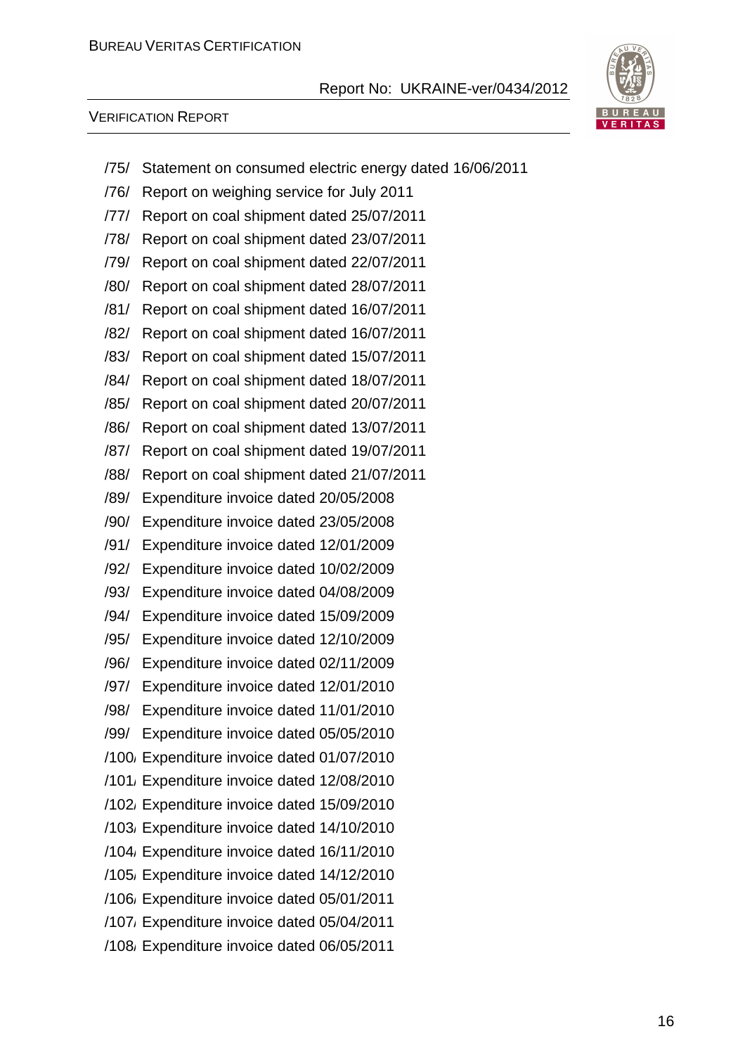/75/ Statement on consumed electric energy dated 16/06/2011

/76/ Report on weighing service for July 2011

/77/ Report on coal shipment dated 25/07/2011

/78/ Report on coal shipment dated 23/07/2011

/79/ Report on coal shipment dated 22/07/2011

/80/ Report on coal shipment dated 28/07/2011

/81/ Report on coal shipment dated 16/07/2011

/82/ Report on coal shipment dated 16/07/2011

/83/ Report on coal shipment dated 15/07/2011

/84/ Report on coal shipment dated 18/07/2011

/85/ Report on coal shipment dated 20/07/2011

/86/ Report on coal shipment dated 13/07/2011

/87/ Report on coal shipment dated 19/07/2011

/88/ Report on coal shipment dated 21/07/2011

/89/ Expenditure invoice dated 20/05/2008

/90/ Expenditure invoice dated 23/05/2008

/91/ Expenditure invoice dated 12/01/2009

/92/ Expenditure invoice dated 10/02/2009

/93/ Expenditure invoice dated 04/08/2009

/94/ Expenditure invoice dated 15/09/2009

/95/ Expenditure invoice dated 12/10/2009

/96/ Expenditure invoice dated 02/11/2009

/97/ Expenditure invoice dated 12/01/2010

/98/ Expenditure invoice dated 11/01/2010

/99/ Expenditure invoice dated 05/05/2010

/100/ Expenditure invoice dated 01/07/2010

/101/ Expenditure invoice dated 12/08/2010

/102/ Expenditure invoice dated 15/09/2010

/103/ Expenditure invoice dated 14/10/2010

/104/ Expenditure invoice dated 16/11/2010

/105/ Expenditure invoice dated 14/12/2010

/106/ Expenditure invoice dated 05/01/2011

/107/ Expenditure invoice dated 05/04/2011

/108/ Expenditure invoice dated 06/05/2011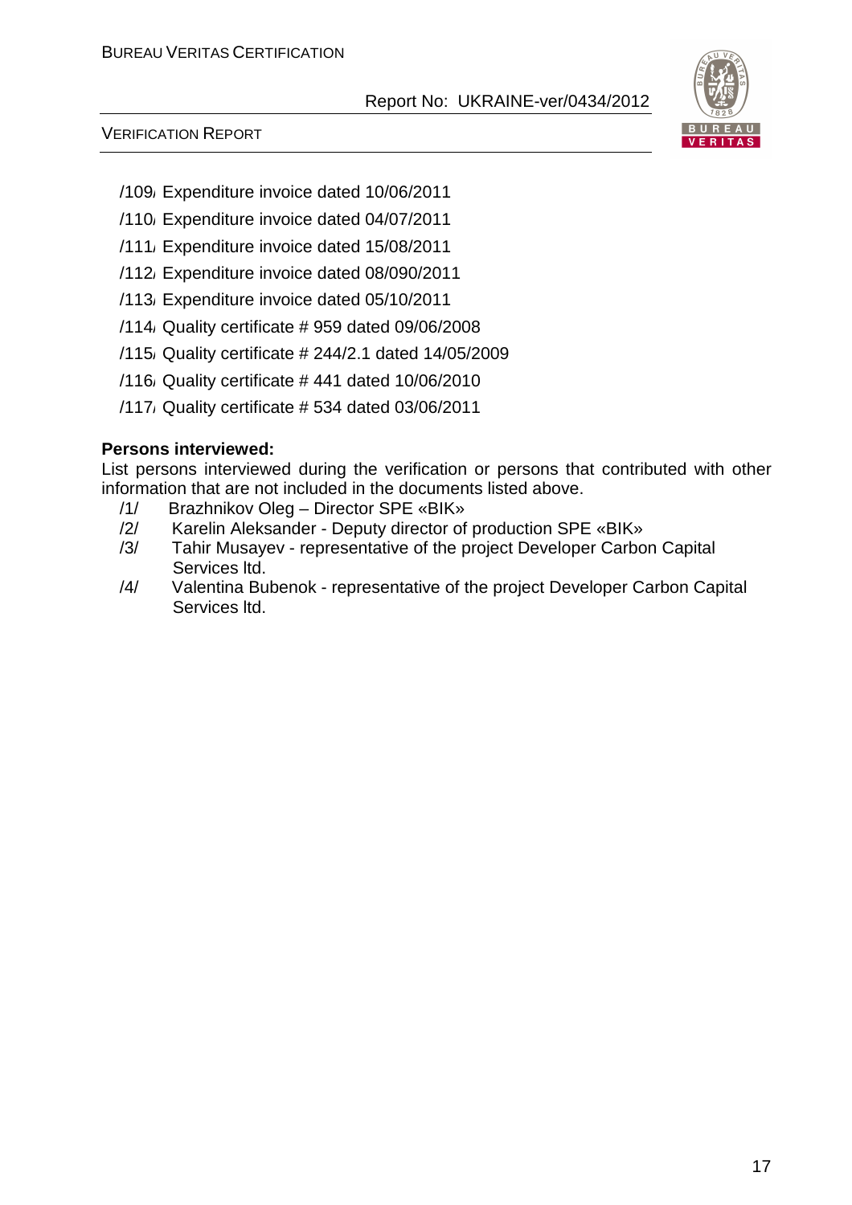/109/ Expenditure invoice dated 10/06/2011

/110/ Expenditure invoice dated 04/07/2011

/111/ Expenditure invoice dated 15/08/2011

/112/ Expenditure invoice dated 08/090/2011

/113/ Expenditure invoice dated 05/10/2011

/114/ Quality certificate # 959 dated 09/06/2008

/115/ Quality certificate # 244/2.1 dated 14/05/2009

/116/ Quality certificate # 441 dated 10/06/2010

/117/ Quality certificate # 534 dated 03/06/2011

**Persons interviewed:**

List persons interviewed during the verification or persons that contributed with other information that are not included in the documents listed above.

/1/ Brazhnikov Oleg – Director SPE «BIK»

/2/ Karelin Aleksander - Deputy director of production SPE «BIK»

/3/ Tahir Musayev - representative of the project Developer Carbon Capital Services ltd.

/4/ Valentina Bubenok - representative of the project Developer Carbon Capital Services ltd.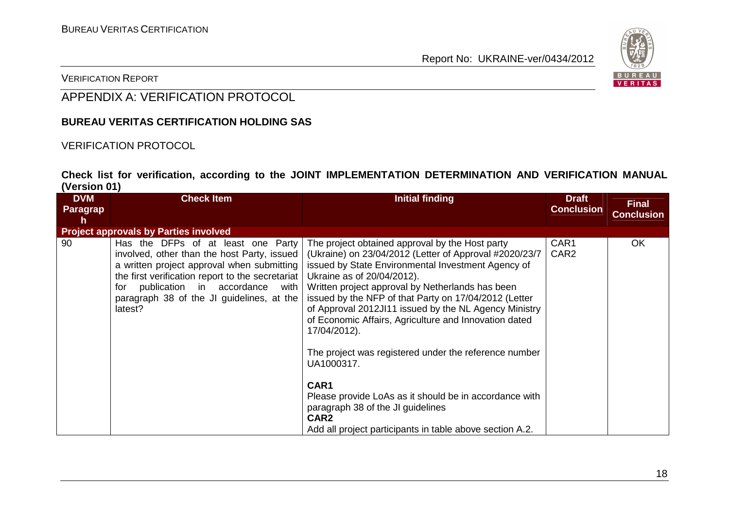VERIFICATION REPORT

# APPENDIX A: VERIFICATION PROTOCOL

**BUREAU VERITAS CERTIFICATION HOLDING SAS**

VERIFICATION PROTOCOL

**Check list for verification, according to the JOINT IMPLEMENTATION DETERMINATION AND VERIFICATION MANUAL (Version 01)**

| DVM Paragraph | Check Item | Initial finding | Draft Conclusion | Final Conclusion |
|---|---|---|---|---|
| **Project approvals by Parties involved** | | | | |
| 90 | Has the DFPs of at least one Party involved, other than the host Party, issued a written project approval when submitting the first verification report to the secretariat for publication in accordance with paragraph 38 of the JI guidelines, at the latest? | The project obtained approval by the Host party (Ukraine) on 23/04/2012 (Letter of Approval #2020/23/7 issued by State Environmental Investment Agency of Ukraine as of 20/04/2012).<br>Written project approval by Netherlands has been issued by the NFP of that Party on 17/04/2012 (Letter of Approval 2012JI11 issued by the NL Agency Ministry of Economic Affairs, Agriculture and Innovation dated 17/04/2012).<br><br>The project was registered under the reference number UA1000317.<br><br>**CAR1**<br>Please provide LoAs as it should be in accordance with paragraph 38 of the JI guidelines<br>**CAR2**<br>Add all project participants in table above section A.2. | CAR1<br>CAR2 | OK |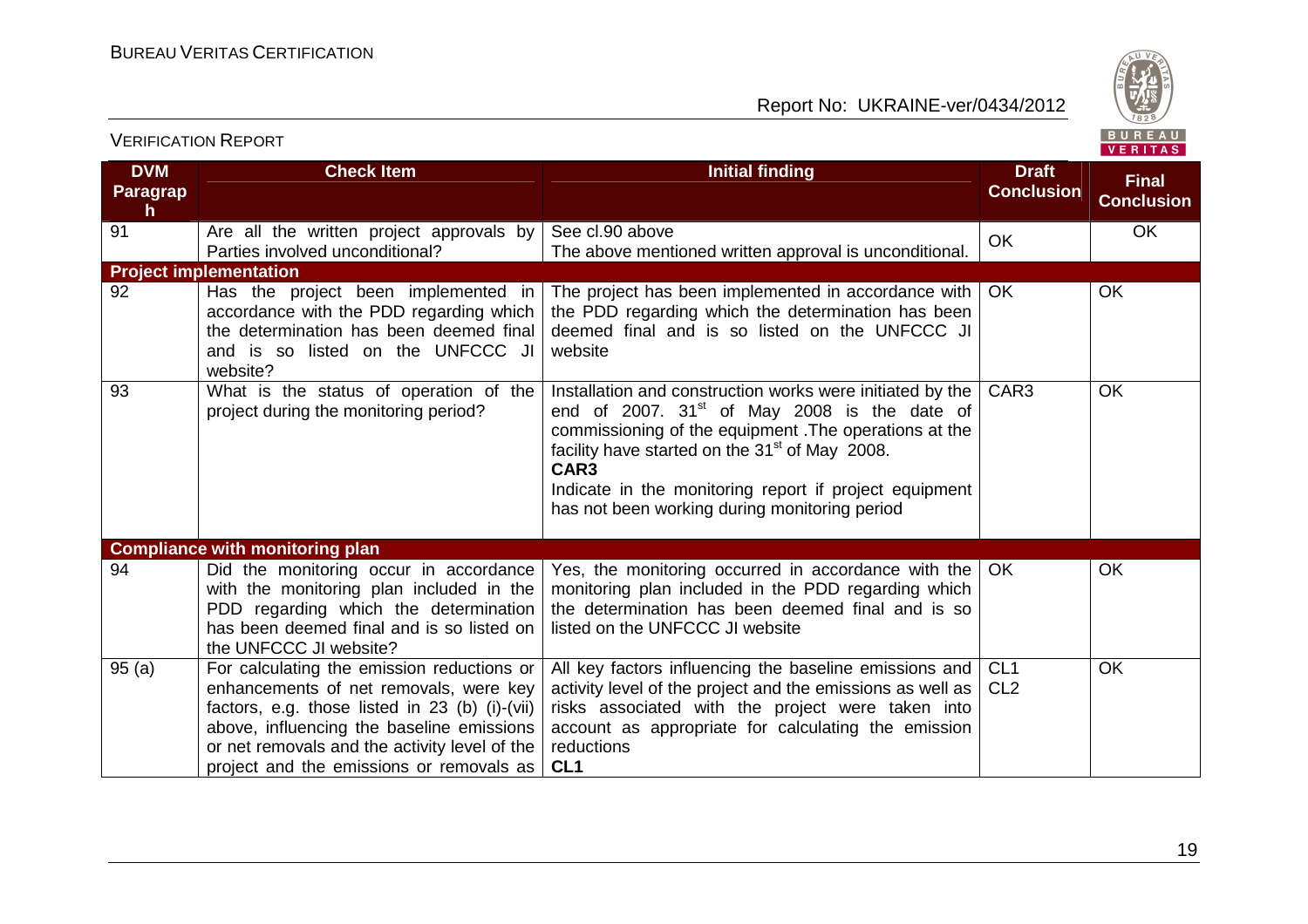| DVM Paragraph | Check Item | Initial finding | Draft Conclusion | Final Conclusion |
|---|---|---|---|---|
| 91 | Are all the written project approvals by Parties involved unconditional? | See cl.90 above<br>The above mentioned written approval is unconditional. | OK | OK |
| **Project implementation** | | | | |
| 92 | Has the project been implemented in accordance with the PDD regarding which the determination has been deemed final and is so listed on the UNFCCC JI website? | The project has been implemented in accordance with the PDD regarding which the determination has been deemed final and is so listed on the UNFCCC JI website | OK | OK |
| 93 | What is the status of operation of the project during the monitoring period? | Installation and construction works were initiated by the end of 2007. 31st of May 2008 is the date of commissioning of the equipment .The operations at the facility have started on the 31st of May 2008.<br>**CAR3**<br>Indicate in the monitoring report if project equipment has not been working during monitoring period | CAR3 | OK |
| **Compliance with monitoring plan** | | | | |
| 94 | Did the monitoring occur in accordance with the monitoring plan included in the PDD regarding which the determination has been deemed final and is so listed on the UNFCCC JI website? | Yes, the monitoring occurred in accordance with the monitoring plan included in the PDD regarding which the determination has been deemed final and is so listed on the UNFCCC JI website | OK | OK |
| 95 (a) | For calculating the emission reductions or enhancements of net removals, were key factors, e.g. those listed in 23 (b) (i)-(vii) above, influencing the baseline emissions or net removals and the activity level of the project and the emissions or removals as | All key factors influencing the baseline emissions and activity level of the project and the emissions as well as risks associated with the project were taken into account as appropriate for calculating the emission reductions<br>**CL1** | CL1<br>CL2 | OK |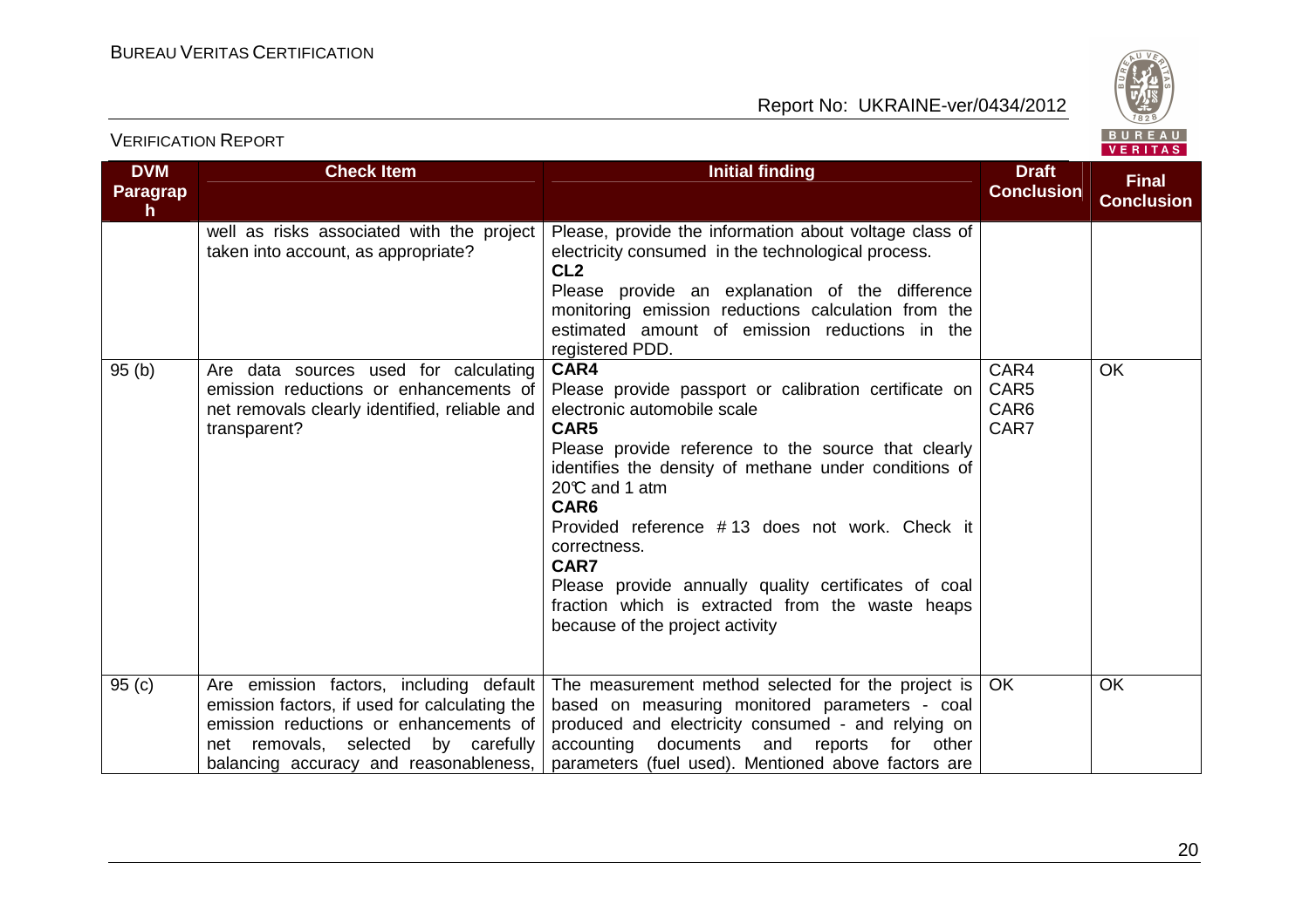| DVM Paragraph | Check Item | Initial finding | Draft Conclusion | Final Conclusion |
|---|---|---|---|---|
| | well as risks associated with the project taken into account, as appropriate? | Please, provide the information about voltage class of electricity consumed in the technological process.<br>**CL2**<br>Please provide an explanation of the difference monitoring emission reductions calculation from the estimated amount of emission reductions in the registered PDD. | | |
| 95 (b) | Are data sources used for calculating emission reductions or enhancements of net removals clearly identified, reliable and transparent? | **CAR4**<br>Please provide passport or calibration certificate on electronic automobile scale<br>**CAR5**<br>Please provide reference to the source that clearly identifies the density of methane under conditions of 20℃ and 1 atm<br>**CAR6**<br>Provided reference #13 does not work. Check it correctness.<br>**CAR7**<br>Please provide annually quality certificates of coal fraction which is extracted from the waste heaps because of the project activity | CAR4<br>CAR5<br>CAR6<br>CAR7 | OK |
| 95 (c) | Are emission factors, including default emission factors, if used for calculating the emission reductions or enhancements of net removals, selected by carefully balancing accuracy and reasonableness, | The measurement method selected for the project is based on measuring monitored parameters - coal produced and electricity consumed - and relying on accounting documents and reports for other parameters (fuel used). Mentioned above factors are | OK | OK |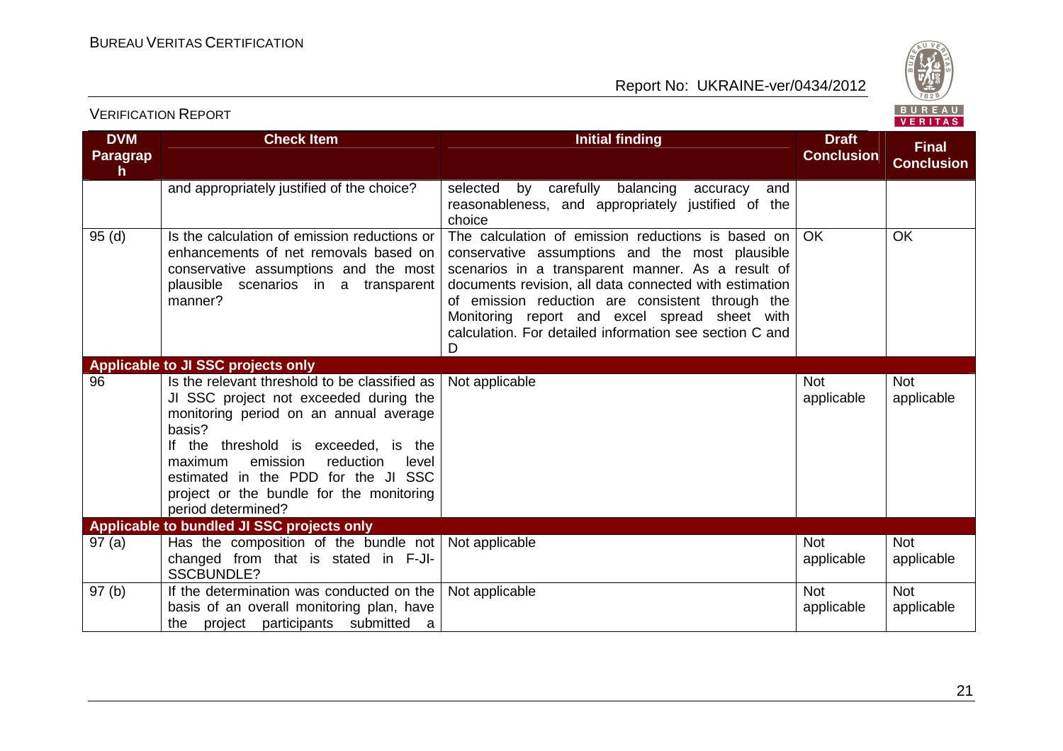| DVM Paragraph | Check Item | Initial finding | Draft Conclusion | Final Conclusion |
|---|---|---|---|---|
| | and appropriately justified of the choice? | selected by carefully balancing accuracy and reasonableness, and appropriately justified of the choice | | |
| 95 (d) | Is the calculation of emission reductions or enhancements of net removals based on conservative assumptions and the most plausible scenarios in a transparent manner? | The calculation of emission reductions is based on conservative assumptions and the most plausible scenarios in a transparent manner. As a result of documents revision, all data connected with estimation of emission reduction are consistent through the Monitoring report and excel spread sheet with calculation. For detailed information see section C and D | OK | OK |
| **Applicable to JI SSC projects only** | | | | |
| 96 | Is the relevant threshold to be classified as JI SSC project not exceeded during the monitoring period on an annual average basis?<br>If the threshold is exceeded, is the maximum emission reduction level estimated in the PDD for the JI SSC project or the bundle for the monitoring period determined? | Not applicable | Not applicable | Not applicable |
| **Applicable to bundled JI SSC projects only** | | | | |
| 97 (a) | Has the composition of the bundle not changed from that is stated in F-JI-SSCBUNDLE? | Not applicable | Not applicable | Not applicable |
| 97 (b) | If the determination was conducted on the basis of an overall monitoring plan, have the project participants submitted a | Not applicable | Not applicable | Not applicable |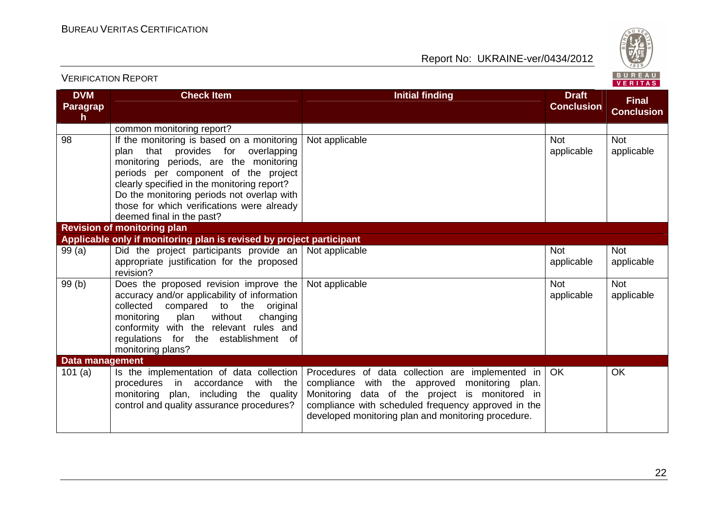| DVM Paragraph | Check Item | Initial finding | Draft Conclusion | Final Conclusion |
|---|---|---|---|---|
| | common monitoring report? | | | |
| 98 | If the monitoring is based on a monitoring plan that provides for overlapping monitoring periods, are the monitoring periods per component of the project clearly specified in the monitoring report? Do the monitoring periods not overlap with those for which verifications were already deemed final in the past? | Not applicable | Not applicable | Not applicable |
| **Revision of monitoring plan** | | | | |
| **Applicable only if monitoring plan is revised by project participant** | | | | |
| 99 (a) | Did the project participants provide an appropriate justification for the proposed revision? | Not applicable | Not applicable | Not applicable |
| 99 (b) | Does the proposed revision improve the accuracy and/or applicability of information collected compared to the original monitoring plan without changing conformity with the relevant rules and regulations for the establishment of monitoring plans? | Not applicable | Not applicable | Not applicable |
| **Data management** | | | | |
| 101 (a) | Is the implementation of data collection procedures in accordance with the monitoring plan, including the quality control and quality assurance procedures? | Procedures of data collection are implemented in compliance with the approved monitoring plan. Monitoring data of the project is monitored in compliance with scheduled frequency approved in the developed monitoring plan and monitoring procedure. | OK | OK |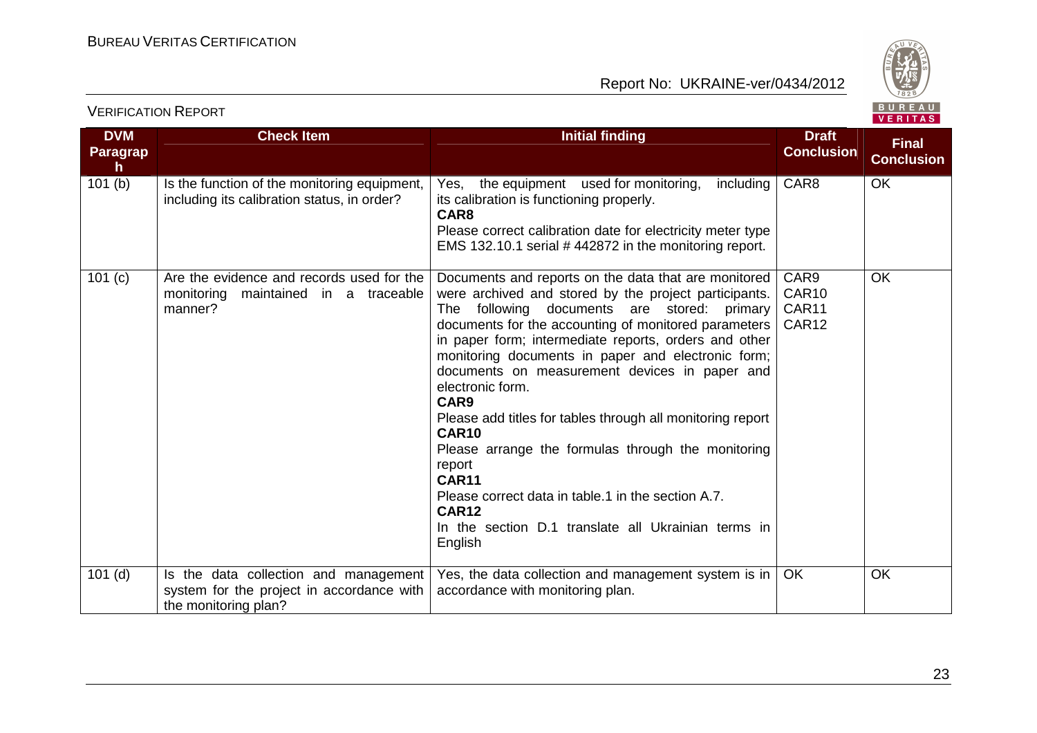| DVM Paragraph | Check Item | Initial finding | Draft Conclusion | Final Conclusion |
|---|---|---|---|---|
| 101 (b) | Is the function of the monitoring equipment, including its calibration status, in order? | Yes, the equipment used for monitoring, including its calibration is functioning properly.<br>**CAR8**<br>Please correct calibration date for electricity meter type EMS 132.10.1 serial # 442872 in the monitoring report. | CAR8 | OK |
| 101 (c) | Are the evidence and records used for the monitoring maintained in a traceable manner? | Documents and reports on the data that are monitored were archived and stored by the project participants. The following documents are stored: primary documents for the accounting of monitored parameters in paper form; intermediate reports, orders and other monitoring documents in paper and electronic form; documents on measurement devices in paper and electronic form.<br>**CAR9**<br>Please add titles for tables through all monitoring report<br>**CAR10**<br>Please arrange the formulas through the monitoring report<br>**CAR11**<br>Please correct data in table.1 in the section A.7.<br>**CAR12**<br>In the section D.1 translate all Ukrainian terms in English | CAR9<br>CAR10<br>CAR11<br>CAR12 | OK |
| 101 (d) | Is the data collection and management system for the project in accordance with the monitoring plan? | Yes, the data collection and management system is in accordance with monitoring plan. | OK | OK |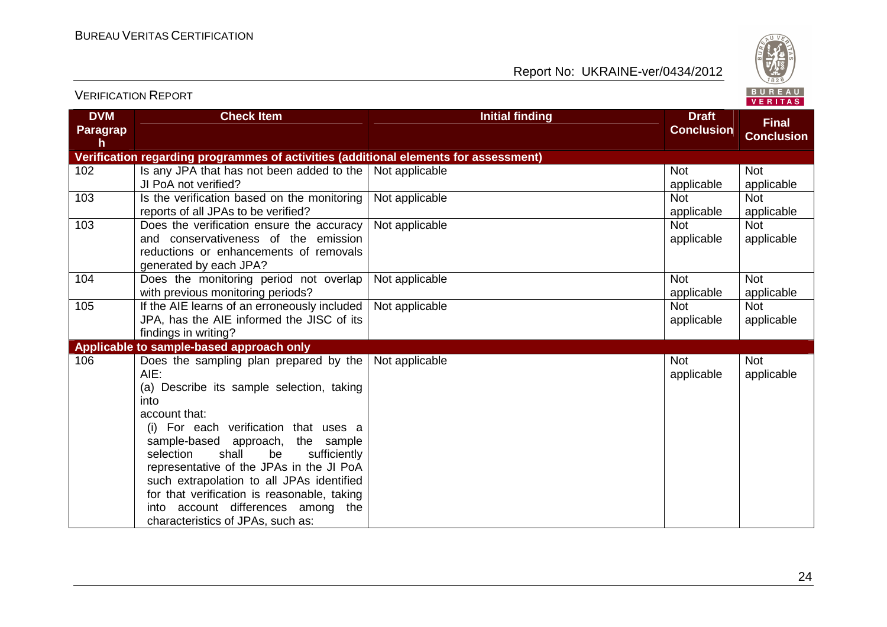| DVM Paragraph | Check Item | Initial finding | Draft Conclusion | Final Conclusion |
|---|---|---|---|---|
| **Verification regarding programmes of activities (additional elements for assessment)** | | | | |
| 102 | Is any JPA that has not been added to the JI PoA not verified? | Not applicable | Not applicable | Not applicable |
| 103 | Is the verification based on the monitoring reports of all JPAs to be verified? | Not applicable | Not applicable | Not applicable |
| 103 | Does the verification ensure the accuracy and conservativeness of the emission reductions or enhancements of removals generated by each JPA? | Not applicable | Not applicable | Not applicable |
| 104 | Does the monitoring period not overlap with previous monitoring periods? | Not applicable | Not applicable | Not applicable |
| 105 | If the AIE learns of an erroneously included JPA, has the AIE informed the JISC of its findings in writing? | Not applicable | Not applicable | Not applicable |
| **Applicable to sample-based approach only** | | | | |
| 106 | Does the sampling plan prepared by the AIE:<br>(a) Describe its sample selection, taking into account that:<br>(i) For each verification that uses a sample-based approach, the sample selection shall be sufficiently representative of the JPAs in the JI PoA such extrapolation to all JPAs identified for that verification is reasonable, taking into account differences among the characteristics of JPAs, such as: | Not applicable | Not applicable | Not applicable |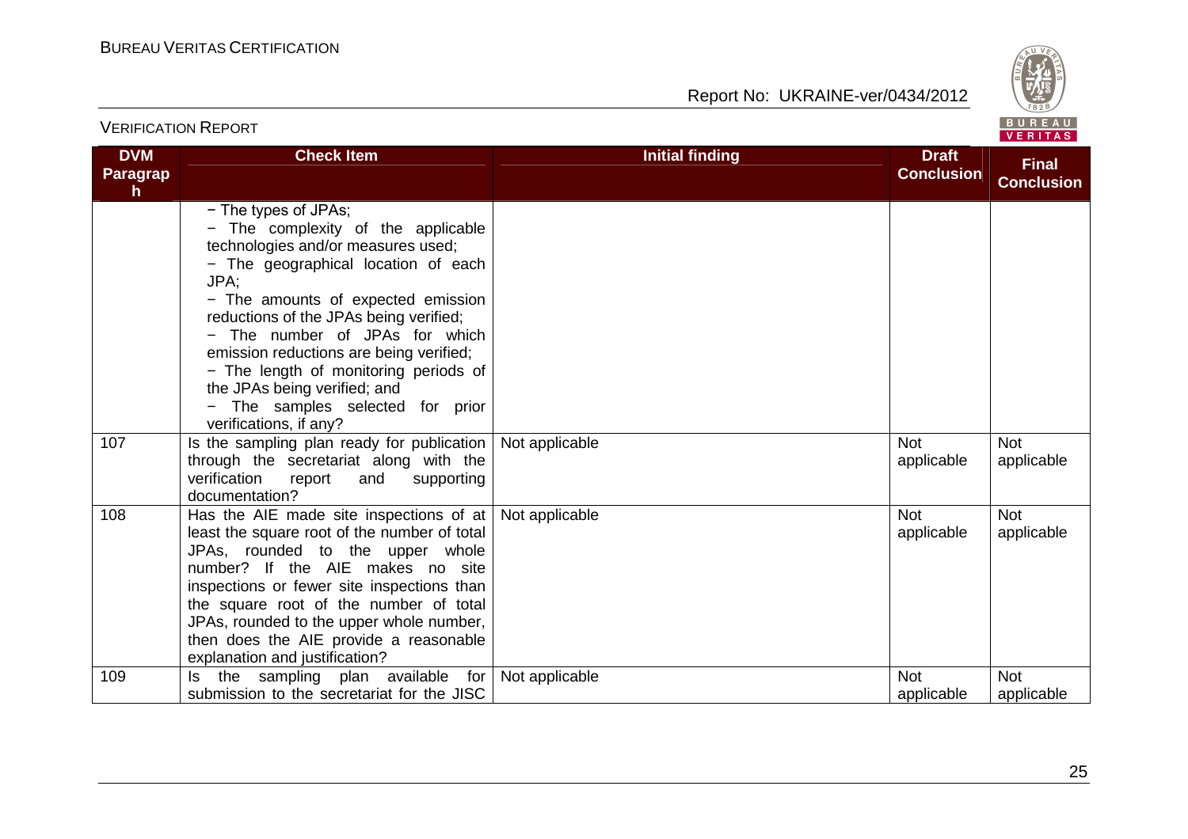| DVM Paragraph | Check Item | Initial finding | Draft Conclusion | Final Conclusion |
|---|---|---|---|---|
| | − The types of JPAs;<br>− The complexity of the applicable technologies and/or measures used;<br>− The geographical location of each JPA;<br>− The amounts of expected emission reductions of the JPAs being verified;<br>− The number of JPAs for which emission reductions are being verified;<br>− The length of monitoring periods of the JPAs being verified; and<br>− The samples selected for prior verifications, if any? | | | |
| 107 | Is the sampling plan ready for publication through the secretariat along with the verification report and supporting documentation? | Not applicable | Not applicable | Not applicable |
| 108 | Has the AIE made site inspections of at least the square root of the number of total JPAs, rounded to the upper whole number? If the AIE makes no site inspections or fewer site inspections than the square root of the number of total JPAs, rounded to the upper whole number, then does the AIE provide a reasonable explanation and justification? | Not applicable | Not applicable | Not applicable |
| 109 | Is the sampling plan available for submission to the secretariat for the JISC | Not applicable | Not applicable | Not applicable |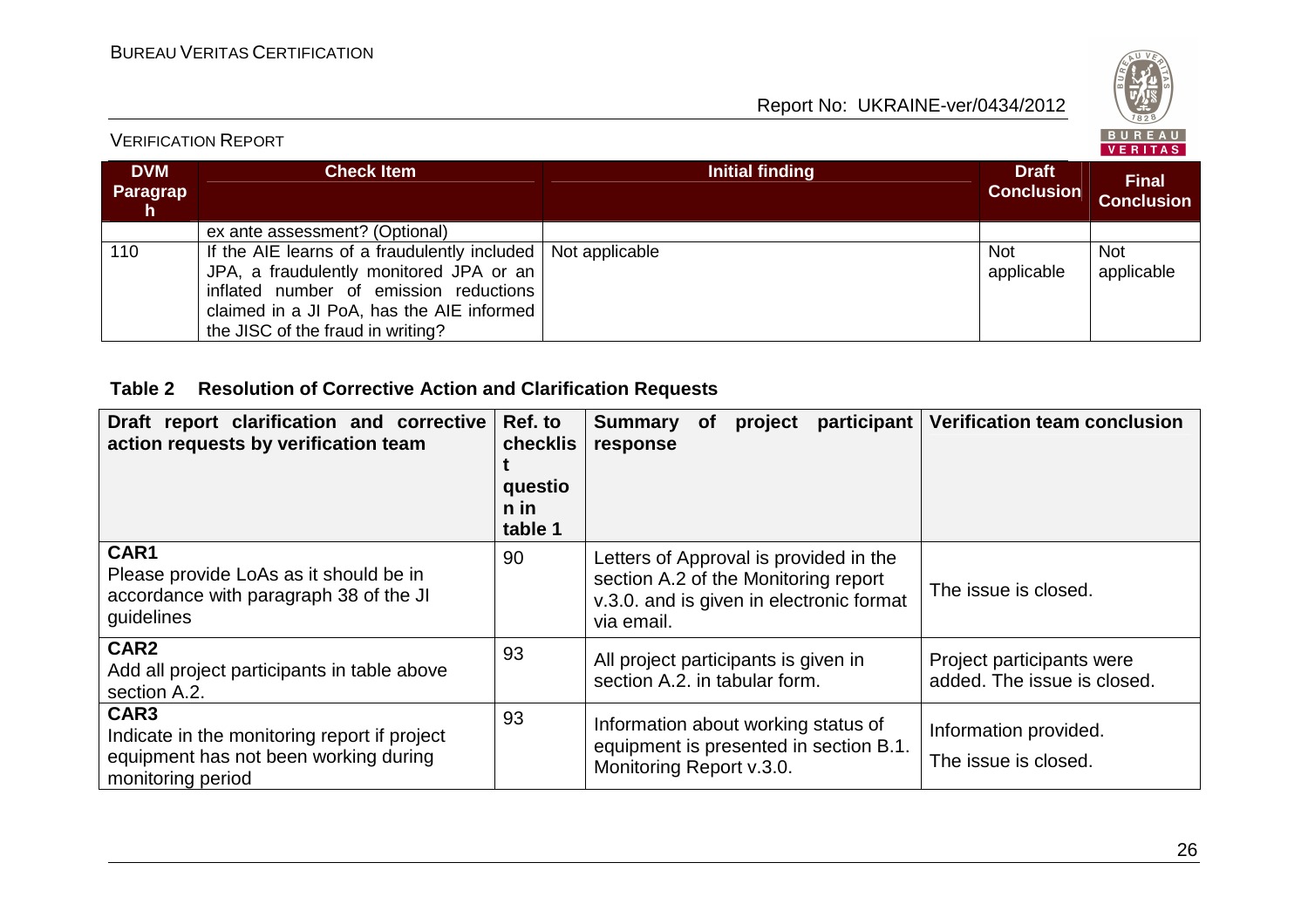| DVM Paragraph | Check Item | Initial finding | Draft Conclusion | Final Conclusion |
|---|---|---|---|---|
| | ex ante assessment? (Optional) | | | |
| 110 | If the AIE learns of a fraudulently included JPA, a fraudulently monitored JPA or an inflated number of emission reductions claimed in a JI PoA, has the AIE informed the JISC of the fraud in writing? | Not applicable | Not applicable | Not applicable |

**Table 2 Resolution of Corrective Action and Clarification Requests**

| Draft report clarification and corrective action requests by verification team | Ref. to checklist question in table 1 | Summary of project participant response | Verification team conclusion |
|---|---|---|---|
| **CAR1**<br>Please provide LoAs as it should be in accordance with paragraph 38 of the JI guidelines | 90 | Letters of Approval is provided in the section A.2 of the Monitoring report v.3.0. and is given in electronic format via email. | The issue is closed. |
| **CAR2**<br>Add all project participants in table above section A.2. | 93 | All project participants is given in section A.2. in tabular form. | Project participants were added. The issue is closed. |
| **CAR3**<br>Indicate in the monitoring report if project equipment has not been working during monitoring period | 93 | Information about working status of equipment is presented in section B.1. Monitoring Report v.3.0. | Information provided.<br>The issue is closed. |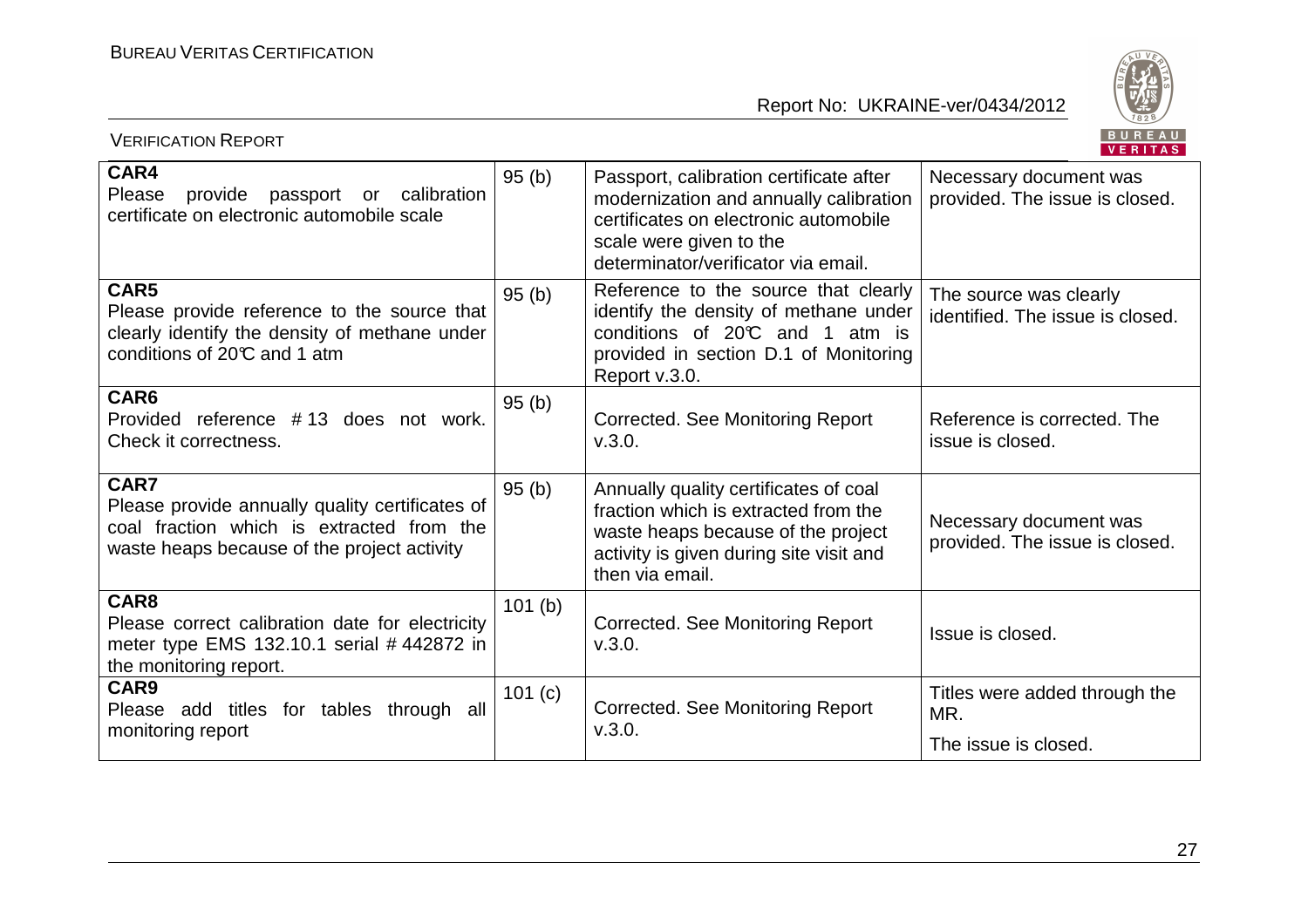| **CAR4**<br>Please provide passport or calibration certificate on electronic automobile scale | 95 (b) | Passport, calibration certificate after modernization and annually calibration certificates on electronic automobile scale were given to the determinator/verificator via email. | Necessary document was provided. The issue is closed. |
|---|---|---|---|
| **CAR5**<br>Please provide reference to the source that clearly identify the density of methane under conditions of 20℃ and 1 atm | 95 (b) | Reference to the source that clearly identify the density of methane under conditions of 20℃ and 1 atm is provided in section D.1 of Monitoring Report v.3.0. | The source was clearly identified. The issue is closed. |
| **CAR6**<br>Provided reference # 13 does not work. Check it correctness. | 95 (b) | Corrected. See Monitoring Report v.3.0. | Reference is corrected. The issue is closed. |
| **CAR7**<br>Please provide annually quality certificates of coal fraction which is extracted from the waste heaps because of the project activity | 95 (b) | Annually quality certificates of coal fraction which is extracted from the waste heaps because of the project activity is given during site visit and then via email. | Necessary document was provided. The issue is closed. |
| **CAR8**<br>Please correct calibration date for electricity meter type EMS 132.10.1 serial # 442872 in the monitoring report. | 101 (b) | Corrected. See Monitoring Report v.3.0. | Issue is closed. |
| **CAR9**<br>Please add titles for tables through all monitoring report | 101 (c) | Corrected. See Monitoring Report v.3.0. | Titles were added through the MR.<br>The issue is closed. |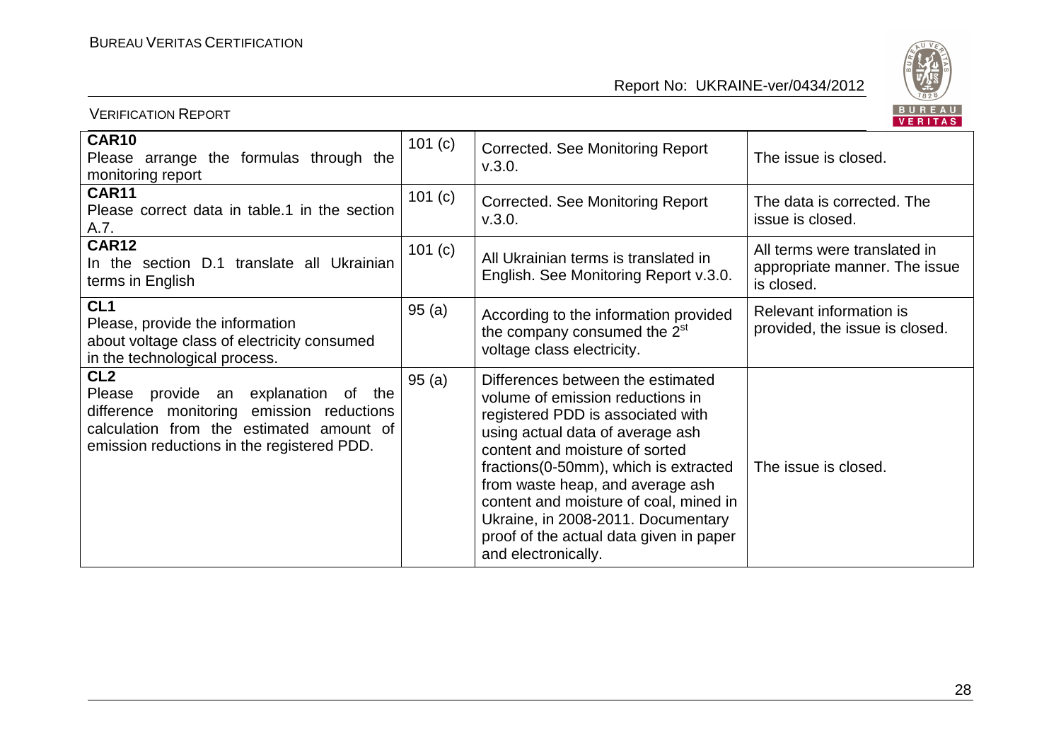| | | | |
|---|---|---|---|
| **CAR10** Please arrange the formulas through the monitoring report | 101 (c) | Corrected. See Monitoring Report v.3.0. | The issue is closed. |
| **CAR11** Please correct data in table.1 in the section A.7. | 101 (c) | Corrected. See Monitoring Report v.3.0. | The data is corrected. The issue is closed. |
| **CAR12** In the section D.1 translate all Ukrainian terms in English | 101 (c) | All Ukrainian terms is translated in English. See Monitoring Report v.3.0. | All terms were translated in appropriate manner. The issue is closed. |
| **CL1** Please, provide the information about voltage class of electricity consumed in the technological process. | 95 (a) | According to the information provided the company consumed the 2[st] voltage class electricity. | Relevant information is provided, the issue is closed. |
| **CL2** Please provide an explanation of the difference monitoring emission reductions calculation from the estimated amount of emission reductions in the registered PDD. | 95 (a) | Differences between the estimated volume of emission reductions in registered PDD is associated with using actual data of average ash content and moisture of sorted fractions(0-50mm), which is extracted from waste heap, and average ash content and moisture of coal, mined in Ukraine, in 2008-2011. Documentary proof of the actual data given in paper and electronically. | The issue is closed. |